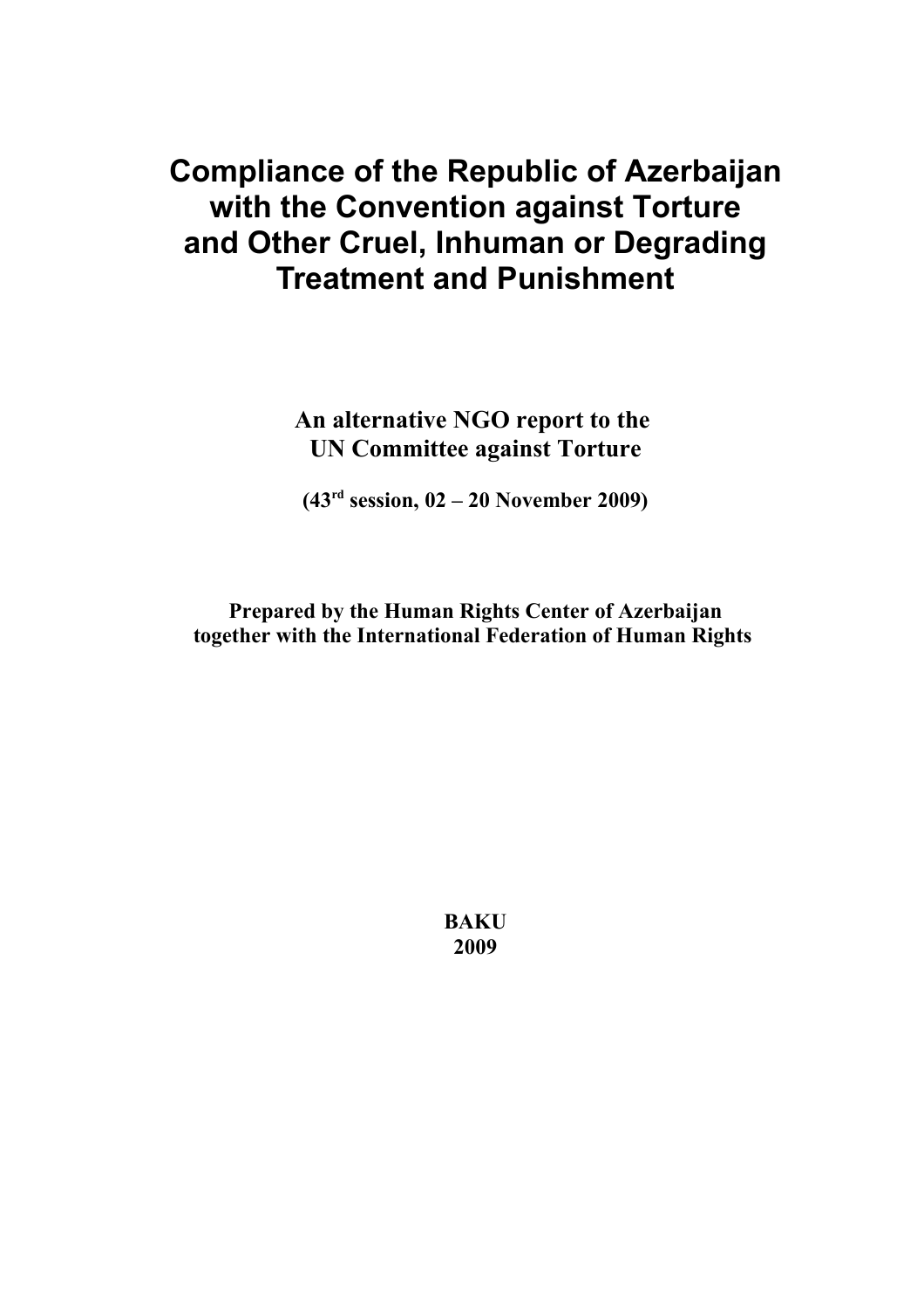# Compliance of the Republic of Azerbaijan with the Convention against Torture and Other Cruel, Inhuman or Degrading Treatment and Punishment

**An alternative NGO report to the UN Committee against Torture**

**(43rd session, 02 – 20 November 2009)**

**Prepared by the Human Rights Center of Azerbaijan together with the International Federation of Human Rights**

**BAKU**
**2009**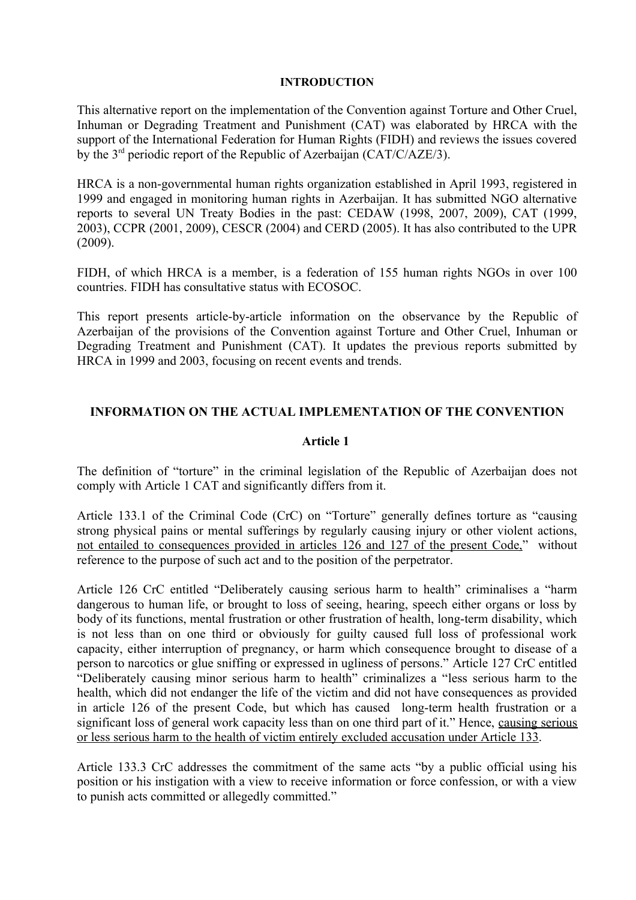## INTRODUCTION

This alternative report on the implementation of the Convention against Torture and Other Cruel, Inhuman or Degrading Treatment and Punishment (CAT) was elaborated by HRCA with the support of the International Federation for Human Rights (FIDH) and reviews the issues covered by the 3rd periodic report of the Republic of Azerbaijan (CAT/C/AZE/3).

HRCA is a non-governmental human rights organization established in April 1993, registered in 1999 and engaged in monitoring human rights in Azerbaijan. It has submitted NGO alternative reports to several UN Treaty Bodies in the past: CEDAW (1998, 2007, 2009), CAT (1999, 2003), CCPR (2001, 2009), CESCR (2004) and CERD (2005). It has also contributed to the UPR (2009).

FIDH, of which HRCA is a member, is a federation of 155 human rights NGOs in over 100 countries. FIDH has consultative status with ECOSOC.

This report presents article-by-article information on the observance by the Republic of Azerbaijan of the provisions of the Convention against Torture and Other Cruel, Inhuman or Degrading Treatment and Punishment (CAT). It updates the previous reports submitted by HRCA in 1999 and 2003, focusing on recent events and trends.

## INFORMATION ON THE ACTUAL IMPLEMENTATION OF THE CONVENTION

### Article 1

The definition of "torture" in the criminal legislation of the Republic of Azerbaijan does not comply with Article 1 CAT and significantly differs from it.

Article 133.1 of the Criminal Code (CrC) on "Torture" generally defines torture as "causing strong physical pains or mental sufferings by regularly causing injury or other violent actions, not entailed to consequences provided in articles 126 and 127 of the present Code," without reference to the purpose of such act and to the position of the perpetrator.

Article 126 CrC entitled "Deliberately causing serious harm to health" criminalises a "harm dangerous to human life, or brought to loss of seeing, hearing, speech either organs or loss by body of its functions, mental frustration or other frustration of health, long-term disability, which is not less than on one third or obviously for guilty caused full loss of professional work capacity, either interruption of pregnancy, or harm which consequence brought to disease of a person to narcotics or glue sniffing or expressed in ugliness of persons." Article 127 CrC entitled "Deliberately causing minor serious harm to health" criminalizes a "less serious harm to the health, which did not endanger the life of the victim and did not have consequences as provided in article 126 of the present Code, but which has caused long-term health frustration or a significant loss of general work capacity less than on one third part of it." Hence, causing serious or less serious harm to the health of victim entirely excluded accusation under Article 133.

Article 133.3 CrC addresses the commitment of the same acts "by a public official using his position or his instigation with a view to receive information or force confession, or with a view to punish acts committed or allegedly committed."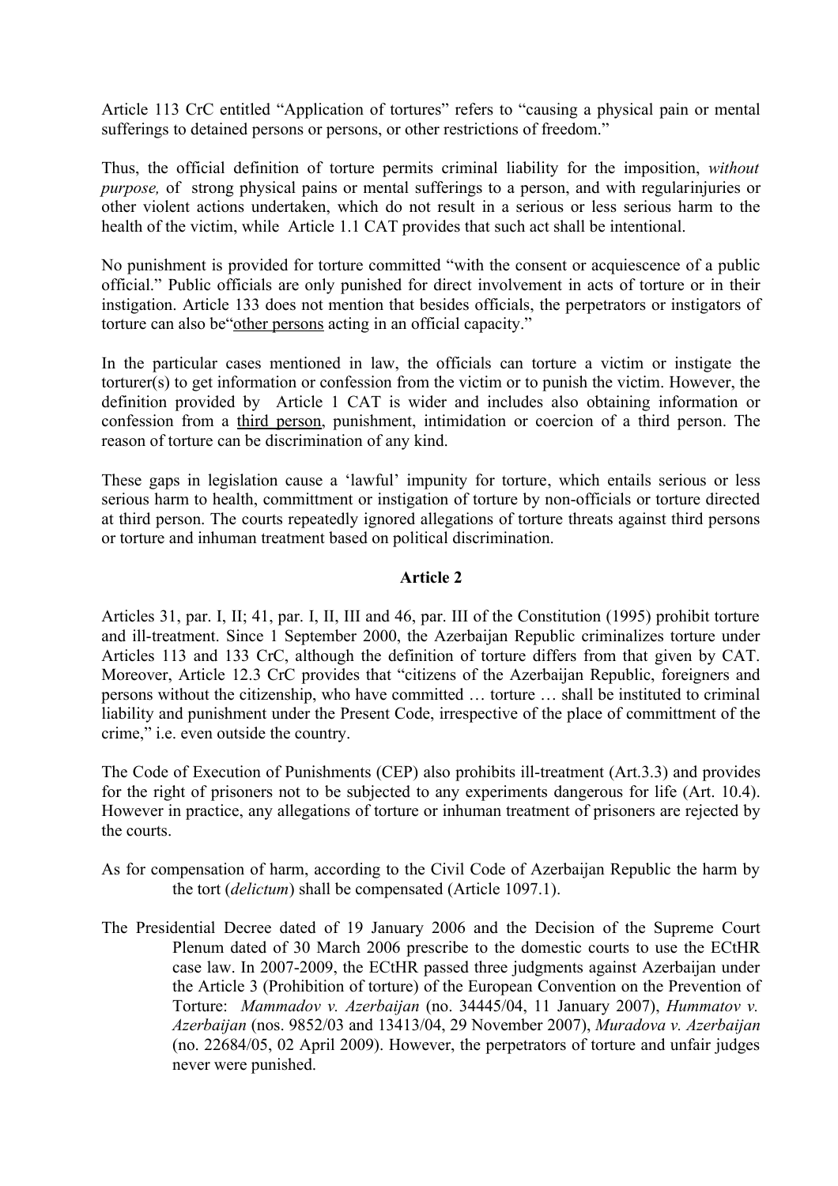Article 113 CrC entitled "Application of tortures" refers to "causing a physical pain or mental sufferings to detained persons or persons, or other restrictions of freedom."

Thus, the official definition of torture permits criminal liability for the imposition, *without purpose,* of strong physical pains or mental sufferings to a person, and with regularinjuries or other violent actions undertaken, which do not result in a serious or less serious harm to the health of the victim, while Article 1.1 CAT provides that such act shall be intentional.

No punishment is provided for torture committed "with the consent or acquiescence of a public official." Public officials are only punished for direct involvement in acts of torture or in their instigation. Article 133 does not mention that besides officials, the perpetrators or instigators of torture can also be"<u>other persons</u> acting in an official capacity."

In the particular cases mentioned in law, the officials can torture a victim or instigate the torturer(s) to get information or confession from the victim or to punish the victim. However, the definition provided by Article 1 CAT is wider and includes also obtaining information or confession from a <u>third person</u>, punishment, intimidation or coercion of a third person. The reason of torture can be discrimination of any kind.

These gaps in legislation cause a 'lawful' impunity for torture, which entails serious or less serious harm to health, committment or instigation of torture by non-officials or torture directed at third person. The courts repeatedly ignored allegations of torture threats against third persons or torture and inhuman treatment based on political discrimination.

**Article 2**

Articles 31, par. I, II; 41, par. I, II, III and 46, par. III of the Constitution (1995) prohibit torture and ill-treatment. Since 1 September 2000, the Azerbaijan Republic criminalizes torture under Articles 113 and 133 CrC, although the definition of torture differs from that given by CAT. Moreover, Article 12.3 CrC provides that "citizens of the Azerbaijan Republic, foreigners and persons without the citizenship, who have committed … torture … shall be instituted to criminal liability and punishment under the Present Code, irrespective of the place of committment of the crime," i.e. even outside the country.

The Code of Execution of Punishments (CEP) also prohibits ill-treatment (Art.3.3) and provides for the right of prisoners not to be subjected to any experiments dangerous for life (Art. 10.4). However in practice, any allegations of torture or inhuman treatment of prisoners are rejected by the courts.

As for compensation of harm, according to the Civil Code of Azerbaijan Republic the harm by the tort (*delictum*) shall be compensated (Article 1097.1).

The Presidential Decree dated of 19 January 2006 and the Decision of the Supreme Court Plenum dated of 30 March 2006 prescribe to the domestic courts to use the ECtHR case law. In 2007-2009, the ECtHR passed three judgments against Azerbaijan under the Article 3 (Prohibition of torture) of the European Convention on the Prevention of Torture: *Mammadov v. Azerbaijan* (no. 34445/04, 11 January 2007), *Hummatov v. Azerbaijan* (nos. 9852/03 and 13413/04, 29 November 2007), *Muradova v. Azerbaijan* (no. 22684/05, 02 April 2009). However, the perpetrators of torture and unfair judges never were punished.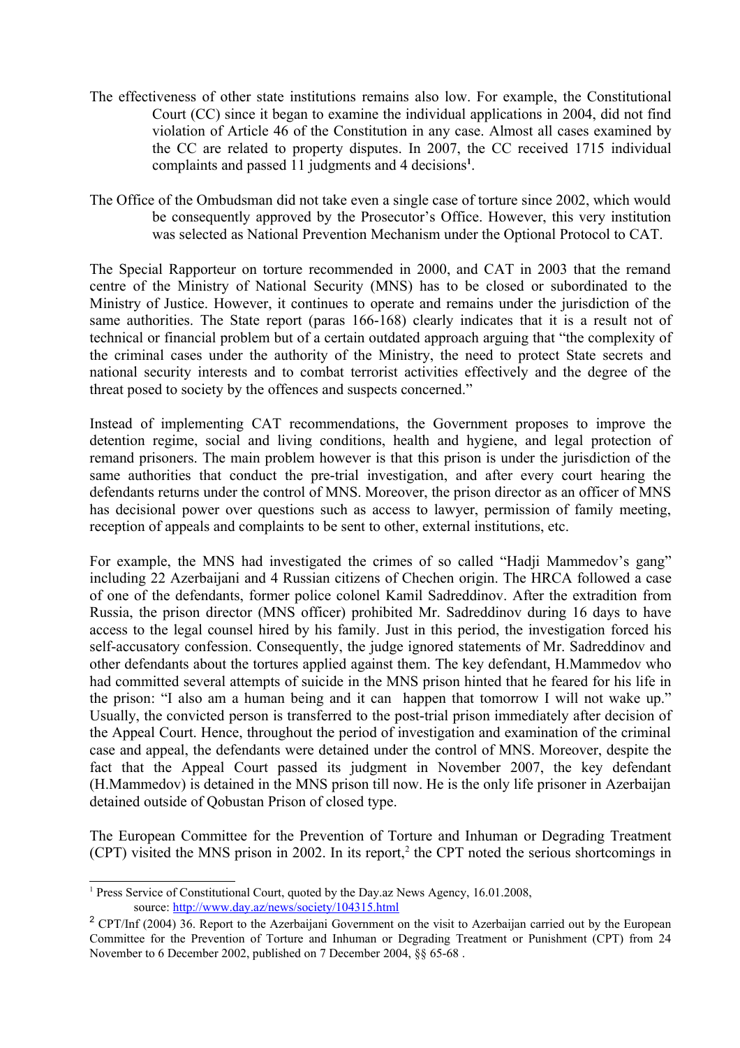The effectiveness of other state institutions remains also low. For example, the Constitutional Court (CC) since it began to examine the individual applications in 2004, did not find violation of Article 46 of the Constitution in any case. Almost all cases examined by the CC are related to property disputes. In 2007, the CC received 1715 individual complaints and passed 11 judgments and 4 decisions[1].

The Office of the Ombudsman did not take even a single case of torture since 2002, which would be consequently approved by the Prosecutor's Office. However, this very institution was selected as National Prevention Mechanism under the Optional Protocol to CAT.

The Special Rapporteur on torture recommended in 2000, and CAT in 2003 that the remand centre of the Ministry of National Security (MNS) has to be closed or subordinated to the Ministry of Justice. However, it continues to operate and remains under the jurisdiction of the same authorities. The State report (paras 166-168) clearly indicates that it is a result not of technical or financial problem but of a certain outdated approach arguing that "the complexity of the criminal cases under the authority of the Ministry, the need to protect State secrets and national security interests and to combat terrorist activities effectively and the degree of the threat posed to society by the offences and suspects concerned."

Instead of implementing CAT recommendations, the Government proposes to improve the detention regime, social and living conditions, health and hygiene, and legal protection of remand prisoners. The main problem however is that this prison is under the jurisdiction of the same authorities that conduct the pre-trial investigation, and after every court hearing the defendants returns under the control of MNS. Moreover, the prison director as an officer of MNS has decisional power over questions such as access to lawyer, permission of family meeting, reception of appeals and complaints to be sent to other, external institutions, etc.

For example, the MNS had investigated the crimes of so called "Hadji Mammedov's gang" including 22 Azerbaijani and 4 Russian citizens of Chechen origin. The HRCA followed a case of one of the defendants, former police colonel Kamil Sadreddinov. After the extradition from Russia, the prison director (MNS officer) prohibited Mr. Sadreddinov during 16 days to have access to the legal counsel hired by his family. Just in this period, the investigation forced his self-accusatory confession. Consequently, the judge ignored statements of Mr. Sadreddinov and other defendants about the tortures applied against them. The key defendant, H.Mammedov who had committed several attempts of suicide in the MNS prison hinted that he feared for his life in the prison: "I also am a human being and it can happen that tomorrow I will not wake up." Usually, the convicted person is transferred to the post-trial prison immediately after decision of the Appeal Court. Hence, throughout the period of investigation and examination of the criminal case and appeal, the defendants were detained under the control of MNS. Moreover, despite the fact that the Appeal Court passed its judgment in November 2007, the key defendant (H.Mammedov) is detained in the MNS prison till now. He is the only life prisoner in Azerbaijan detained outside of Qobustan Prison of closed type.

The European Committee for the Prevention of Torture and Inhuman or Degrading Treatment (CPT) visited the MNS prison in 2002. In its report,[2] the CPT noted the serious shortcomings in

---

[1] Press Service of Constitutional Court, quoted by the Day.az News Agency, 16.01.2008, source: http://www.day.az/news/society/104315.html

[2] CPT/Inf (2004) 36. Report to the Azerbaijani Government on the visit to Azerbaijan carried out by the European Committee for the Prevention of Torture and Inhuman or Degrading Treatment or Punishment (CPT) from 24 November to 6 December 2002, published on 7 December 2004, §§ 65-68 .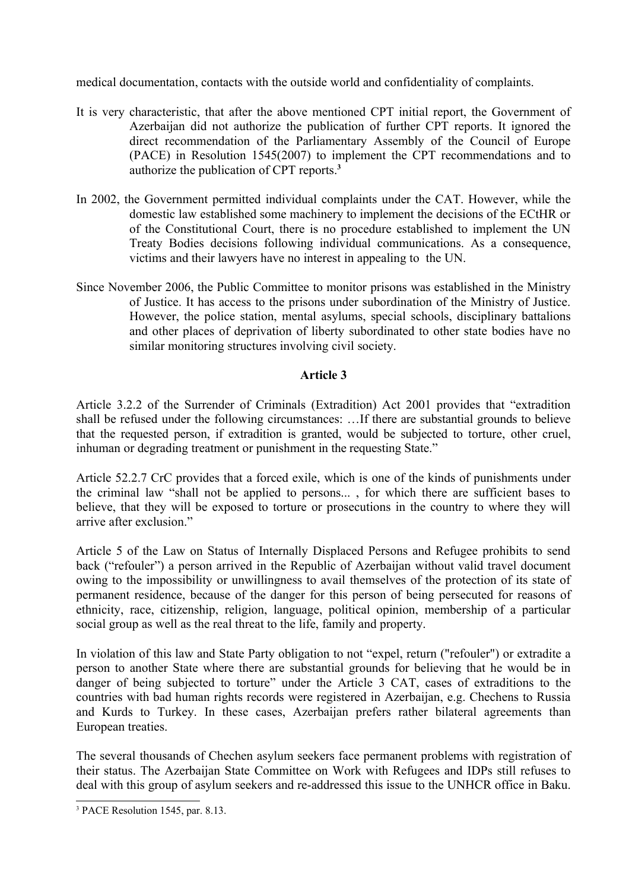medical documentation, contacts with the outside world and confidentiality of complaints.

It is very characteristic, that after the above mentioned CPT initial report, the Government of Azerbaijan did not authorize the publication of further CPT reports. It ignored the direct recommendation of the Parliamentary Assembly of the Council of Europe (PACE) in Resolution 1545(2007) to implement the CPT recommendations and to authorize the publication of CPT reports.[3]

In 2002, the Government permitted individual complaints under the CAT. However, while the domestic law established some machinery to implement the decisions of the ECtHR or of the Constitutional Court, there is no procedure established to implement the UN Treaty Bodies decisions following individual communications. As a consequence, victims and their lawyers have no interest in appealing to the UN.

Since November 2006, the Public Committee to monitor prisons was established in the Ministry of Justice. It has access to the prisons under subordination of the Ministry of Justice. However, the police station, mental asylums, special schools, disciplinary battalions and other places of deprivation of liberty subordinated to other state bodies have no similar monitoring structures involving civil society.

**Article 3**

Article 3.2.2 of the Surrender of Criminals (Extradition) Act 2001 provides that "extradition shall be refused under the following circumstances: …If there are substantial grounds to believe that the requested person, if extradition is granted, would be subjected to torture, other cruel, inhuman or degrading treatment or punishment in the requesting State."

Article 52.2.7 CrC provides that a forced exile, which is one of the kinds of punishments under the criminal law "shall not be applied to persons... , for which there are sufficient bases to believe, that they will be exposed to torture or prosecutions in the country to where they will arrive after exclusion."

Article 5 of the Law on Status of Internally Displaced Persons and Refugee prohibits to send back ("refouler") a person arrived in the Republic of Azerbaijan without valid travel document owing to the impossibility or unwillingness to avail themselves of the protection of its state of permanent residence, because of the danger for this person of being persecuted for reasons of ethnicity, race, citizenship, religion, language, political opinion, membership of a particular social group as well as the real threat to the life, family and property.

In violation of this law and State Party obligation to not "expel, return ("refouler") or extradite a person to another State where there are substantial grounds for believing that he would be in danger of being subjected to torture" under the Article 3 CAT, cases of extraditions to the countries with bad human rights records were registered in Azerbaijan, e.g. Chechens to Russia and Kurds to Turkey. In these cases, Azerbaijan prefers rather bilateral agreements than European treaties.

The several thousands of Chechen asylum seekers face permanent problems with registration of their status. The Azerbaijan State Committee on Work with Refugees and IDPs still refuses to deal with this group of asylum seekers and re-addressed this issue to the UNHCR office in Baku.

[3] PACE Resolution 1545, par. 8.13.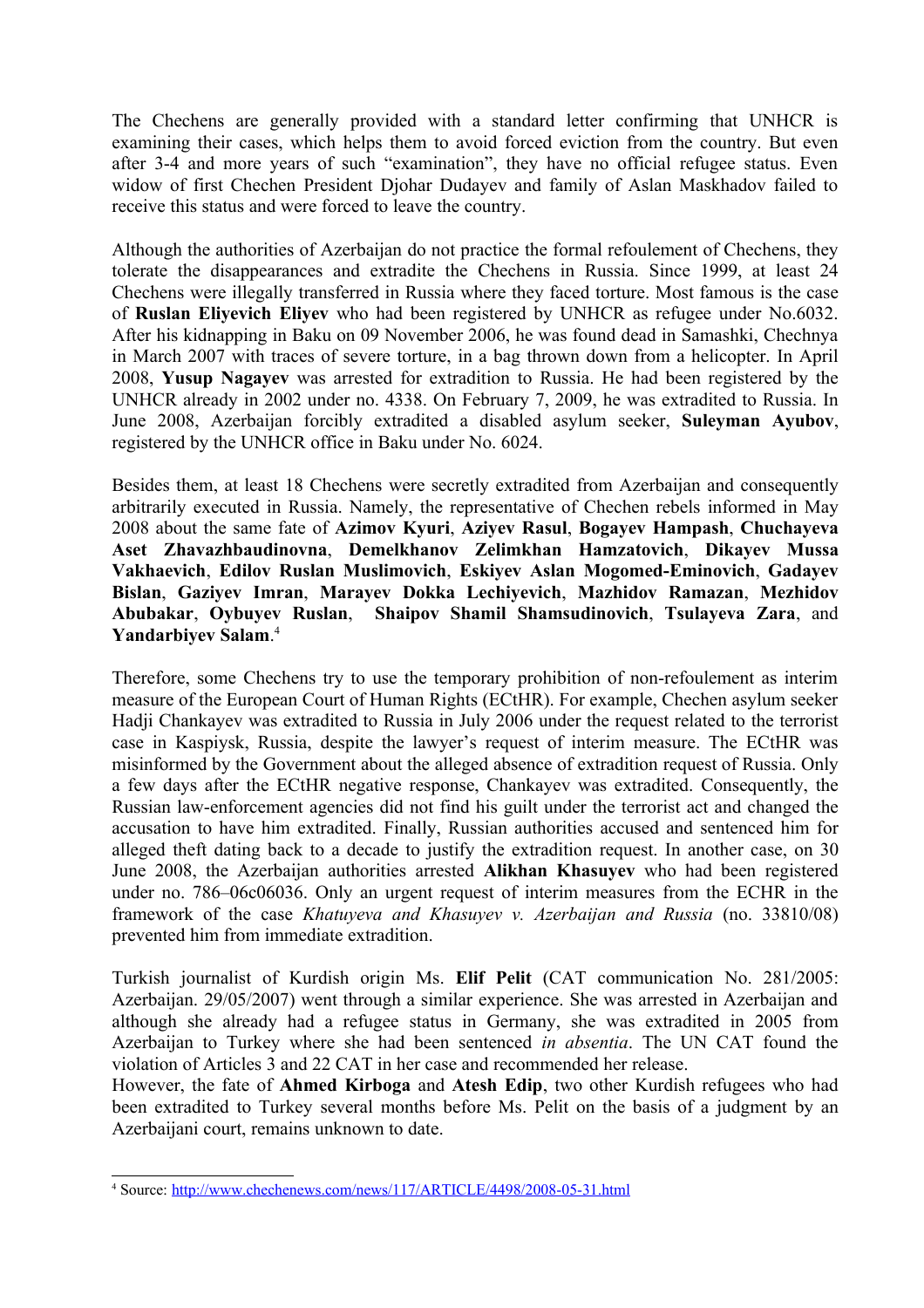The Chechens are generally provided with a standard letter confirming that UNHCR is examining their cases, which helps them to avoid forced eviction from the country. But even after 3-4 and more years of such "examination", they have no official refugee status. Even widow of first Chechen President Djohar Dudayev and family of Aslan Maskhadov failed to receive this status and were forced to leave the country.

Although the authorities of Azerbaijan do not practice the formal refoulement of Chechens, they tolerate the disappearances and extradite the Chechens in Russia. Since 1999, at least 24 Chechens were illegally transferred in Russia where they faced torture. Most famous is the case of **Ruslan Eliyevich Eliyev** who had been registered by UNHCR as refugee under No.6032. After his kidnapping in Baku on 09 November 2006, he was found dead in Samashki, Chechnya in March 2007 with traces of severe torture, in a bag thrown down from a helicopter. In April 2008, **Yusup Nagayev** was arrested for extradition to Russia. He had been registered by the UNHCR already in 2002 under no. 4338. On February 7, 2009, he was extradited to Russia. In June 2008, Azerbaijan forcibly extradited a disabled asylum seeker, **Suleyman Ayubov**, registered by the UNHCR office in Baku under No. 6024.

Besides them, at least 18 Chechens were secretly extradited from Azerbaijan and consequently arbitrarily executed in Russia. Namely, the representative of Chechen rebels informed in May 2008 about the same fate of **Azimov Kyuri**, **Aziyev Rasul**, **Bogayev Hampash**, **Chuchayeva Aset Zhavazhbaudinovna**, **Demelkhanov Zelimkhan Hamzatovich**, **Dikayev Mussa Vakhaevich**, **Edilov Ruslan Muslimovich**, **Eskiyev Aslan Mogomed-Eminovich**, **Gadayev Bislan**, **Gaziyev Imran**, **Marayev Dokka Lechiyevich**, **Mazhidov Ramazan**, **Mezhidov Abubakar**, **Oybuyev Ruslan**, **Shaipov Shamil Shamsudinovich**, **Tsulayeva Zara**, and **Yandarbiyev Salam**.[4]

Therefore, some Chechens try to use the temporary prohibition of non-refoulement as interim measure of the European Court of Human Rights (ECtHR). For example, Chechen asylum seeker Hadji Chankayev was extradited to Russia in July 2006 under the request related to the terrorist case in Kaspiysk, Russia, despite the lawyer's request of interim measure. The ECtHR was misinformed by the Government about the alleged absence of extradition request of Russia. Only a few days after the ECtHR negative response, Chankayev was extradited. Consequently, the Russian law-enforcement agencies did not find his guilt under the terrorist act and changed the accusation to have him extradited. Finally, Russian authorities accused and sentenced him for alleged theft dating back to a decade to justify the extradition request. In another case, on 30 June 2008, the Azerbaijan authorities arrested **Alikhan Khasuyev** who had been registered under no. 786–06c06036. Only an urgent request of interim measures from the ECHR in the framework of the case *Khatuyeva and Khasuyev v. Azerbaijan and Russia* (no. 33810/08) prevented him from immediate extradition.

Turkish journalist of Kurdish origin Ms. **Elif Pelit** (CAT communication No. 281/2005: Azerbaijan. 29/05/2007) went through a similar experience. She was arrested in Azerbaijan and although she already had a refugee status in Germany, she was extradited in 2005 from Azerbaijan to Turkey where she had been sentenced *in absentia*. The UN CAT found the violation of Articles 3 and 22 CAT in her case and recommended her release.
However, the fate of **Ahmed Kirboga** and **Atesh Edip**, two other Kurdish refugees who had been extradited to Turkey several months before Ms. Pelit on the basis of a judgment by an Azerbaijani court, remains unknown to date.

---

[4] Source: http://www.chechenews.com/news/117/ARTICLE/4498/2008-05-31.html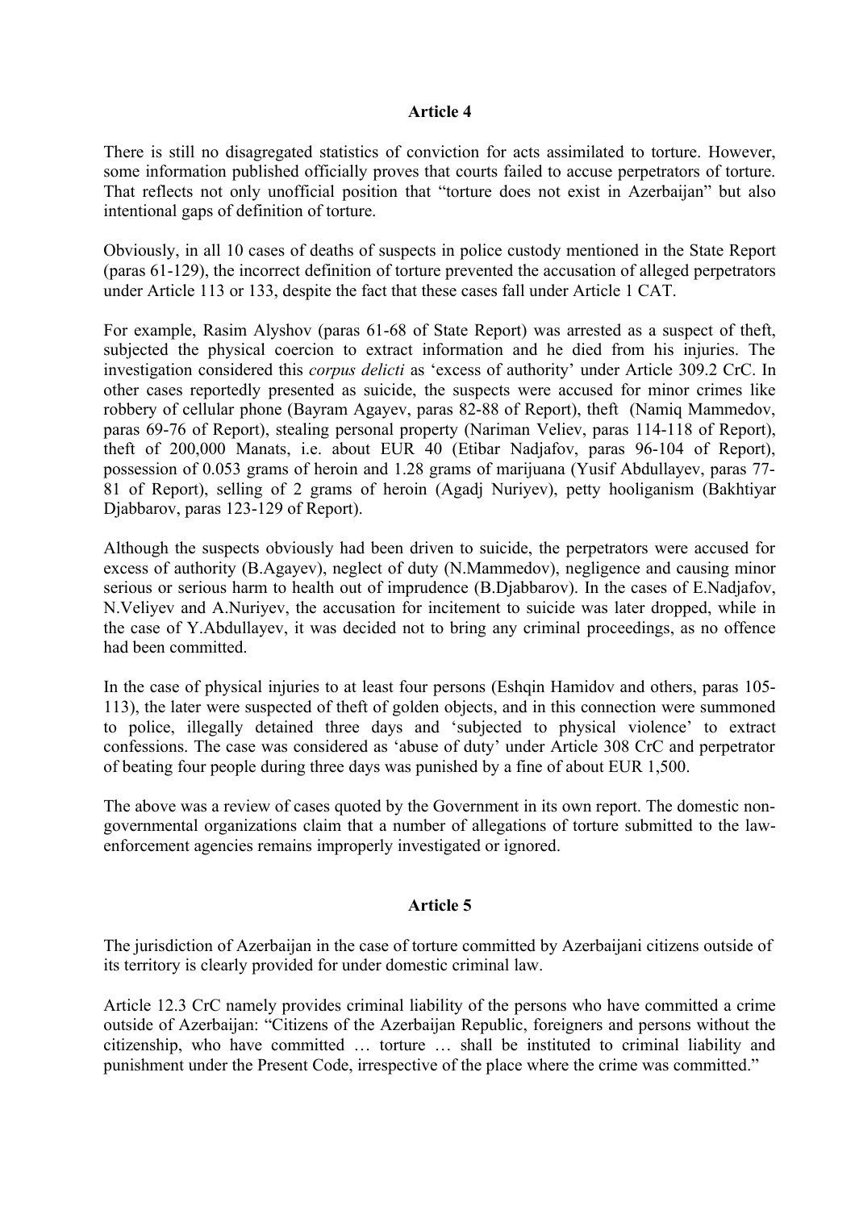## Article 4

There is still no disagregated statistics of conviction for acts assimilated to torture. However, some information published officially proves that courts failed to accuse perpetrators of torture. That reflects not only unofficial position that "torture does not exist in Azerbaijan" but also intentional gaps of definition of torture.

Obviously, in all 10 cases of deaths of suspects in police custody mentioned in the State Report (paras 61-129), the incorrect definition of torture prevented the accusation of alleged perpetrators under Article 113 or 133, despite the fact that these cases fall under Article 1 CAT.

For example, Rasim Alyshov (paras 61-68 of State Report) was arrested as a suspect of theft, subjected the physical coercion to extract information and he died from his injuries. The investigation considered this *corpus delicti* as 'excess of authority' under Article 309.2 CrC. In other cases reportedly presented as suicide, the suspects were accused for minor crimes like robbery of cellular phone (Bayram Agayev, paras 82-88 of Report), theft (Namiq Mammedov, paras 69-76 of Report), stealing personal property (Nariman Veliev, paras 114-118 of Report), theft of 200,000 Manats, i.e. about EUR 40 (Etibar Nadjafov, paras 96-104 of Report), possession of 0.053 grams of heroin and 1.28 grams of marijuana (Yusif Abdullayev, paras 77-81 of Report), selling of 2 grams of heroin (Agadj Nuriyev), petty hooliganism (Bakhtiyar Djabbarov, paras 123-129 of Report).

Although the suspects obviously had been driven to suicide, the perpetrators were accused for excess of authority (B.Agayev), neglect of duty (N.Mammedov), negligence and causing minor serious or serious harm to health out of imprudence (B.Djabbarov). In the cases of E.Nadjafov, N.Veliyev and A.Nuriyev, the accusation for incitement to suicide was later dropped, while in the case of Y.Abdullayev, it was decided not to bring any criminal proceedings, as no offence had been committed.

In the case of physical injuries to at least four persons (Eshqin Hamidov and others, paras 105-113), the later were suspected of theft of golden objects, and in this connection were summoned to police, illegally detained three days and 'subjected to physical violence' to extract confessions. The case was considered as 'abuse of duty' under Article 308 CrC and perpetrator of beating four people during three days was punished by a fine of about EUR 1,500.

The above was a review of cases quoted by the Government in its own report. The domestic non-governmental organizations claim that a number of allegations of torture submitted to the law-enforcement agencies remains improperly investigated or ignored.

## Article 5

The jurisdiction of Azerbaijan in the case of torture committed by Azerbaijani citizens outside of its territory is clearly provided for under domestic criminal law.

Article 12.3 CrC namely provides criminal liability of the persons who have committed a crime outside of Azerbaijan: "Citizens of the Azerbaijan Republic, foreigners and persons without the citizenship, who have committed … torture … shall be instituted to criminal liability and punishment under the Present Code, irrespective of the place where the crime was committed."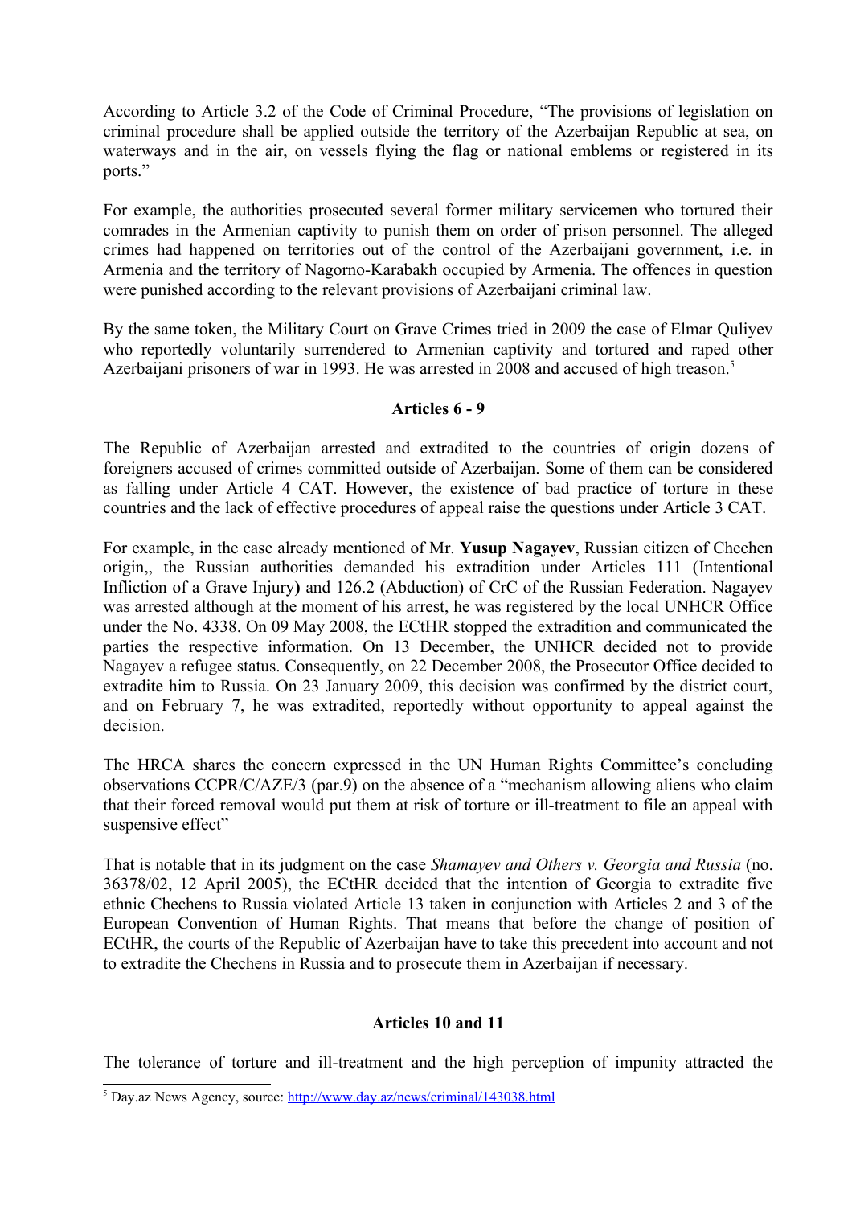According to Article 3.2 of the Code of Criminal Procedure, "The provisions of legislation on criminal procedure shall be applied outside the territory of the Azerbaijan Republic at sea, on waterways and in the air, on vessels flying the flag or national emblems or registered in its ports."

For example, the authorities prosecuted several former military servicemen who tortured their comrades in the Armenian captivity to punish them on order of prison personnel. The alleged crimes had happened on territories out of the control of the Azerbaijani government, i.e. in Armenia and the territory of Nagorno-Karabakh occupied by Armenia. The offences in question were punished according to the relevant provisions of Azerbaijani criminal law.

By the same token, the Military Court on Grave Crimes tried in 2009 the case of Elmar Quliyev who reportedly voluntarily surrendered to Armenian captivity and tortured and raped other Azerbaijani prisoners of war in 1993. He was arrested in 2008 and accused of high treason.[5]

### Articles 6 - 9

The Republic of Azerbaijan arrested and extradited to the countries of origin dozens of foreigners accused of crimes committed outside of Azerbaijan. Some of them can be considered as falling under Article 4 CAT. However, the existence of bad practice of torture in these countries and the lack of effective procedures of appeal raise the questions under Article 3 CAT.

For example, in the case already mentioned of Mr. **Yusup Nagayev**, Russian citizen of Chechen origin,, the Russian authorities demanded his extradition under Articles 111 (Intentional Infliction of a Grave Injury**)** and 126.2 (Abduction) of CrC of the Russian Federation. Nagayev was arrested although at the moment of his arrest, he was registered by the local UNHCR Office under the No. 4338. On 09 May 2008, the ECtHR stopped the extradition and communicated the parties the respective information. On 13 December, the UNHCR decided not to provide Nagayev a refugee status. Consequently, on 22 December 2008, the Prosecutor Office decided to extradite him to Russia. On 23 January 2009, this decision was confirmed by the district court, and on February 7, he was extradited, reportedly without opportunity to appeal against the decision.

The HRCA shares the concern expressed in the UN Human Rights Committee's concluding observations CCPR/C/AZE/3 (par.9) on the absence of a "mechanism allowing aliens who claim that their forced removal would put them at risk of torture or ill-treatment to file an appeal with suspensive effect"

That is notable that in its judgment on the case *Shamayev and Others v. Georgia and Russia* (no. 36378/02, 12 April 2005), the ECtHR decided that the intention of Georgia to extradite five ethnic Chechens to Russia violated Article 13 taken in conjunction with Articles 2 and 3 of the European Convention of Human Rights. That means that before the change of position of ECtHR, the courts of the Republic of Azerbaijan have to take this precedent into account and not to extradite the Chechens in Russia and to prosecute them in Azerbaijan if necessary.

### Articles 10 and 11

The tolerance of torture and ill-treatment and the high perception of impunity attracted the

---

[5] Day.az News Agency, source: http://www.day.az/news/criminal/143038.html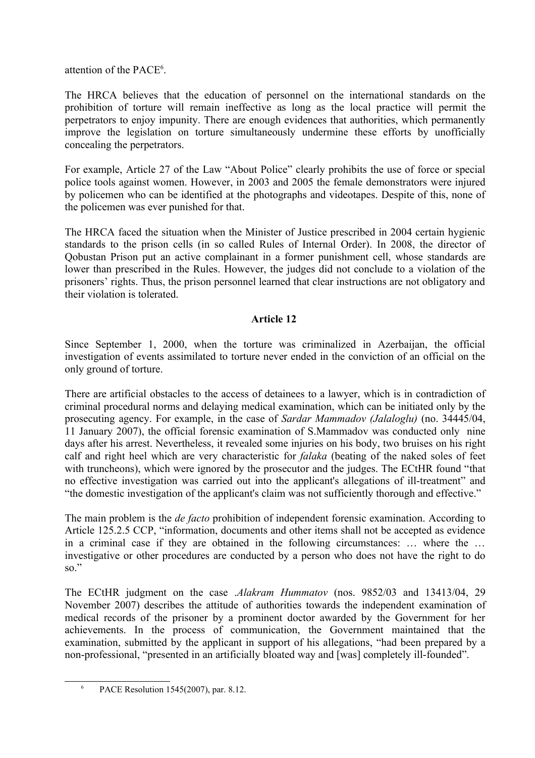attention of the PACE[6].

The HRCA believes that the education of personnel on the international standards on the prohibition of torture will remain ineffective as long as the local practice will permit the perpetrators to enjoy impunity. There are enough evidences that authorities, which permanently improve the legislation on torture simultaneously undermine these efforts by unofficially concealing the perpetrators.

For example, Article 27 of the Law "About Police" clearly prohibits the use of force or special police tools against women. However, in 2003 and 2005 the female demonstrators were injured by policemen who can be identified at the photographs and videotapes. Despite of this, none of the policemen was ever punished for that.

The HRCA faced the situation when the Minister of Justice prescribed in 2004 certain hygienic standards to the prison cells (in so called Rules of Internal Order). In 2008, the director of Qobustan Prison put an active complainant in a former punishment cell, whose standards are lower than prescribed in the Rules. However, the judges did not conclude to a violation of the prisoners' rights. Thus, the prison personnel learned that clear instructions are not obligatory and their violation is tolerated.

**Article 12**

Since September 1, 2000, when the torture was criminalized in Azerbaijan, the official investigation of events assimilated to torture never ended in the conviction of an official on the only ground of torture.

There are artificial obstacles to the access of detainees to a lawyer, which is in contradiction of criminal procedural norms and delaying medical examination, which can be initiated only by the prosecuting agency. For example, in the case of *Sardar Mammadov (Jalaloglu)* (no. 34445/04, 11 January 2007), the official forensic examination of S.Mammadov was conducted only nine days after his arrest. Nevertheless, it revealed some injuries on his body, two bruises on his right calf and right heel which are very characteristic for *falaka* (beating of the naked soles of feet with truncheons), which were ignored by the prosecutor and the judges. The ECtHR found "that no effective investigation was carried out into the applicant's allegations of ill-treatment" and "the domestic investigation of the applicant's claim was not sufficiently thorough and effective."

The main problem is the *de facto* prohibition of independent forensic examination. According to Article 125.2.5 CCP, "information, documents and other items shall not be accepted as evidence in a criminal case if they are obtained in the following circumstances: … where the … investigative or other procedures are conducted by a person who does not have the right to do so."

The ECtHR judgment on the case *.Alakram Hummatov* (nos. 9852/03 and 13413/04, 29 November 2007) describes the attitude of authorities towards the independent examination of medical records of the prisoner by a prominent doctor awarded by the Government for her achievements. In the process of communication, the Government maintained that the examination, submitted by the applicant in support of his allegations, "had been prepared by a non-professional, "presented in an artificially bloated way and [was] completely ill-founded".

[6] PACE Resolution 1545(2007), par. 8.12.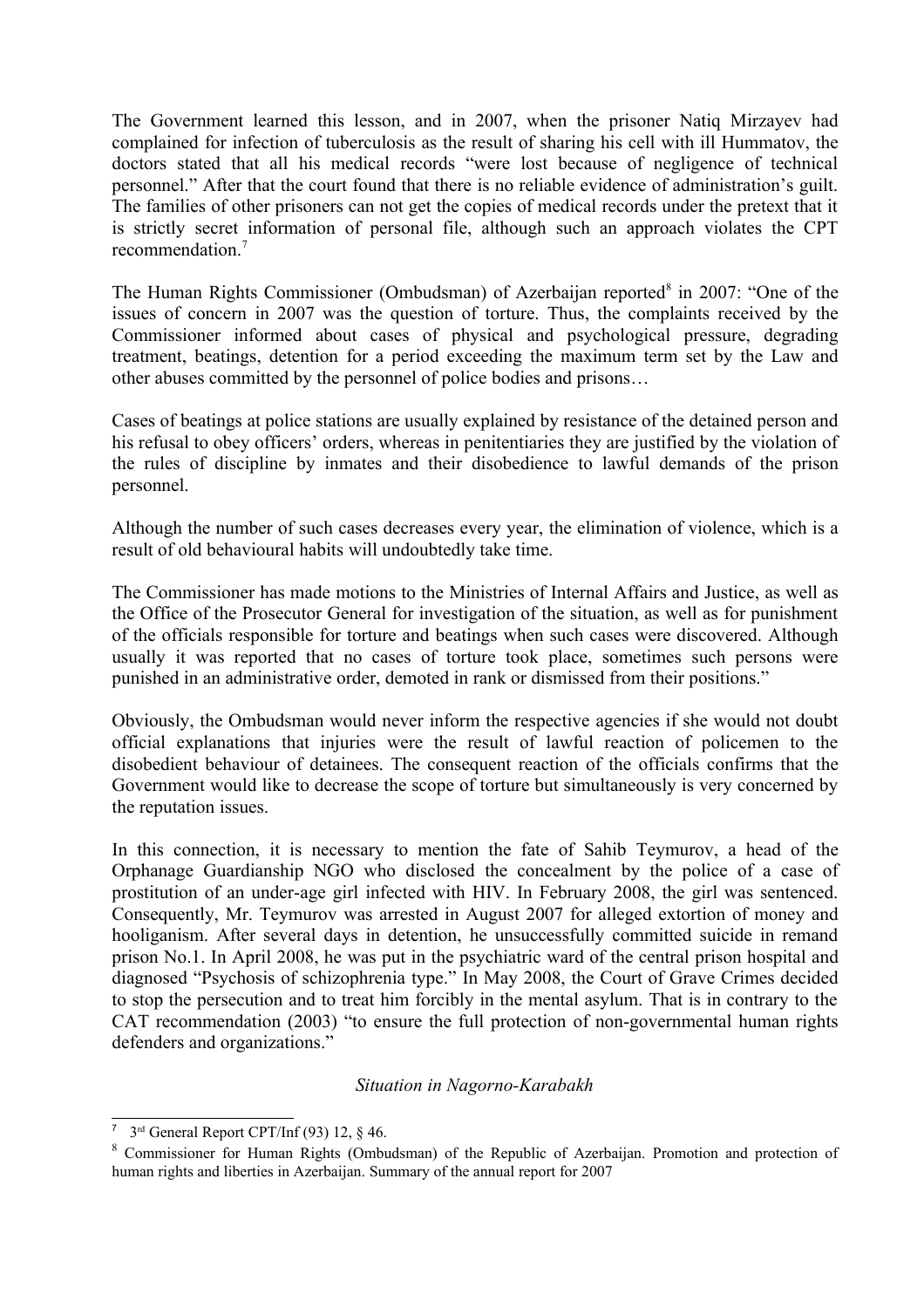The Government learned this lesson, and in 2007, when the prisoner Natiq Mirzayev had complained for infection of tuberculosis as the result of sharing his cell with ill Hummatov, the doctors stated that all his medical records "were lost because of negligence of technical personnel." After that the court found that there is no reliable evidence of administration's guilt. The families of other prisoners can not get the copies of medical records under the pretext that it is strictly secret information of personal file, although such an approach violates the CPT recommendation.[7]

The Human Rights Commissioner (Ombudsman) of Azerbaijan reported[8] in 2007: "One of the issues of concern in 2007 was the question of torture. Thus, the complaints received by the Commissioner informed about cases of physical and psychological pressure, degrading treatment, beatings, detention for a period exceeding the maximum term set by the Law and other abuses committed by the personnel of police bodies and prisons…

Cases of beatings at police stations are usually explained by resistance of the detained person and his refusal to obey officers' orders, whereas in penitentiaries they are justified by the violation of the rules of discipline by inmates and their disobedience to lawful demands of the prison personnel.

Although the number of such cases decreases every year, the elimination of violence, which is a result of old behavioural habits will undoubtedly take time.

The Commissioner has made motions to the Ministries of Internal Affairs and Justice, as well as the Office of the Prosecutor General for investigation of the situation, as well as for punishment of the officials responsible for torture and beatings when such cases were discovered. Although usually it was reported that no cases of torture took place, sometimes such persons were punished in an administrative order, demoted in rank or dismissed from their positions."

Obviously, the Ombudsman would never inform the respective agencies if she would not doubt official explanations that injuries were the result of lawful reaction of policemen to the disobedient behaviour of detainees. The consequent reaction of the officials confirms that the Government would like to decrease the scope of torture but simultaneously is very concerned by the reputation issues.

In this connection, it is necessary to mention the fate of Sahib Teymurov, a head of the Orphanage Guardianship NGO who disclosed the concealment by the police of a case of prostitution of an under-age girl infected with HIV. In February 2008, the girl was sentenced. Consequently, Mr. Teymurov was arrested in August 2007 for alleged extortion of money and hooliganism. After several days in detention, he unsuccessfully committed suicide in remand prison No.1. In April 2008, he was put in the psychiatric ward of the central prison hospital and diagnosed "Psychosis of schizophrenia type." In May 2008, the Court of Grave Crimes decided to stop the persecution and to treat him forcibly in the mental asylum. That is in contrary to the CAT recommendation (2003) "to ensure the full protection of non-governmental human rights defenders and organizations."

*Situation in Nagorno-Karabakh*

---

[7] 3rd General Report CPT/Inf (93) 12, § 46.

[8] Commissioner for Human Rights (Ombudsman) of the Republic of Azerbaijan. Promotion and protection of human rights and liberties in Azerbaijan. Summary of the annual report for 2007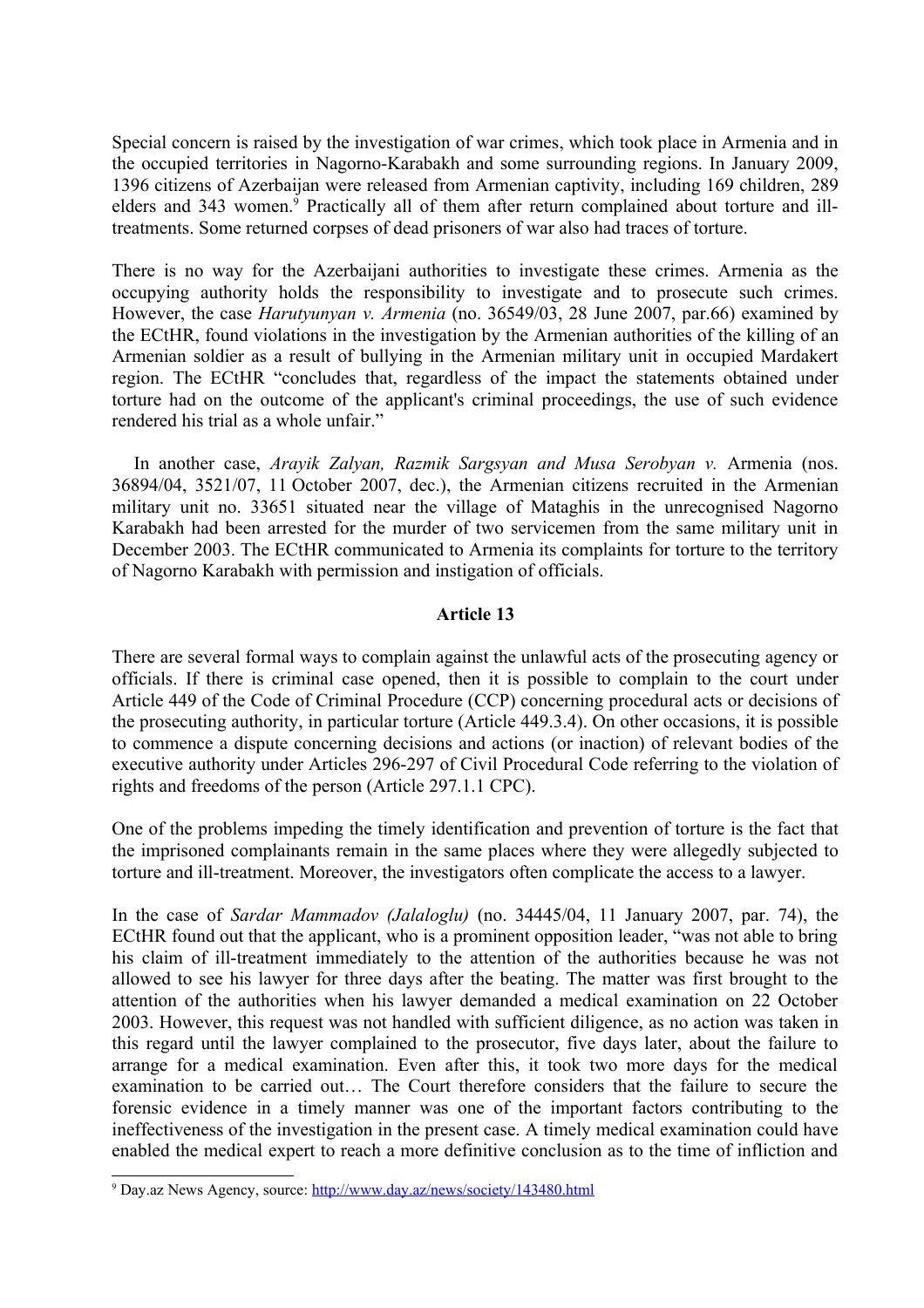Special concern is raised by the investigation of war crimes, which took place in Armenia and in the occupied territories in Nagorno-Karabakh and some surrounding regions. In January 2009, 1396 citizens of Azerbaijan were released from Armenian captivity, including 169 children, 289 elders and 343 women.[9] Practically all of them after return complained about torture and ill-treatments. Some returned corpses of dead prisoners of war also had traces of torture.

There is no way for the Azerbaijani authorities to investigate these crimes. Armenia as the occupying authority holds the responsibility to investigate and to prosecute such crimes. However, the case *Harutyunyan v. Armenia* (no. 36549/03, 28 June 2007, par.66) examined by the ECtHR, found violations in the investigation by the Armenian authorities of the killing of an Armenian soldier as a result of bullying in the Armenian military unit in occupied Mardakert region. The ECtHR "concludes that, regardless of the impact the statements obtained under torture had on the outcome of the applicant's criminal proceedings, the use of such evidence rendered his trial as a whole unfair."

In another case, *Arayik Zalyan, Razmik Sargsyan and Musa Serobyan v.* Armenia (nos. 36894/04, 3521/07, 11 October 2007, dec.), the Armenian citizens recruited in the Armenian military unit no. 33651 situated near the village of Mataghis in the unrecognised Nagorno Karabakh had been arrested for the murder of two servicemen from the same military unit in December 2003. The ECtHR communicated to Armenia its complaints for torture to the territory of Nagorno Karabakh with permission and instigation of officials.

## Article 13

There are several formal ways to complain against the unlawful acts of the prosecuting agency or officials. If there is criminal case opened, then it is possible to complain to the court under Article 449 of the Code of Criminal Procedure (CCP) concerning procedural acts or decisions of the prosecuting authority, in particular torture (Article 449.3.4). On other occasions, it is possible to commence a dispute concerning decisions and actions (or inaction) of relevant bodies of the executive authority under Articles 296-297 of Civil Procedural Code referring to the violation of rights and freedoms of the person (Article 297.1.1 CPC).

One of the problems impeding the timely identification and prevention of torture is the fact that the imprisoned complainants remain in the same places where they were allegedly subjected to torture and ill-treatment. Moreover, the investigators often complicate the access to a lawyer.

In the case of *Sardar Mammadov (Jalaloglu)* (no. 34445/04, 11 January 2007, par. 74), the ECtHR found out that the applicant, who is a prominent opposition leader, "was not able to bring his claim of ill-treatment immediately to the attention of the authorities because he was not allowed to see his lawyer for three days after the beating. The matter was first brought to the attention of the authorities when his lawyer demanded a medical examination on 22 October 2003. However, this request was not handled with sufficient diligence, as no action was taken in this regard until the lawyer complained to the prosecutor, five days later, about the failure to arrange for a medical examination. Even after this, it took two more days for the medical examination to be carried out… The Court therefore considers that the failure to secure the forensic evidence in a timely manner was one of the important factors contributing to the ineffectiveness of the investigation in the present case. A timely medical examination could have enabled the medical expert to reach a more definitive conclusion as to the time of infliction and

---

[9] Day.az News Agency, source: http://www.day.az/news/society/143480.html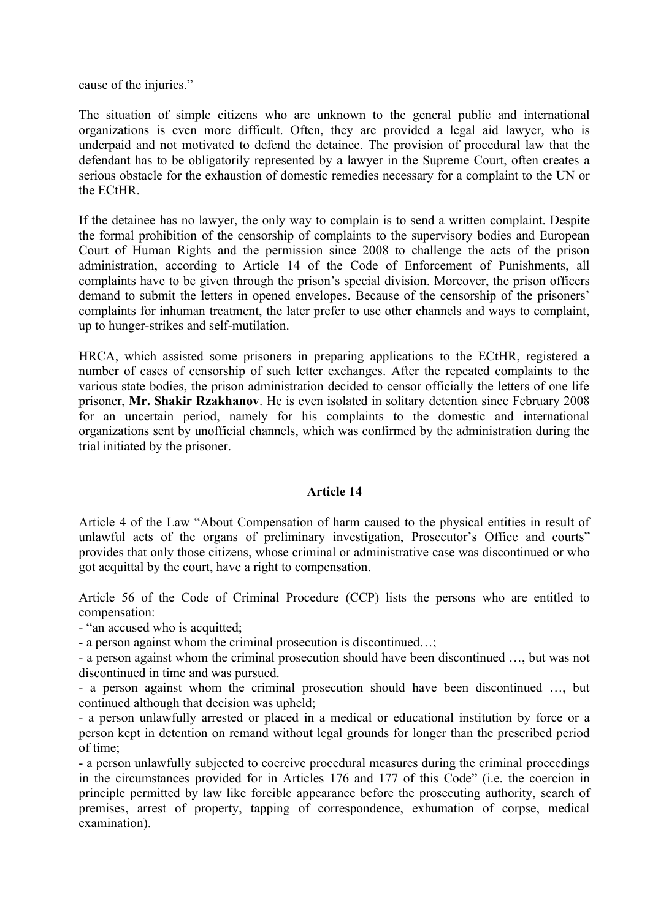cause of the injuries."

The situation of simple citizens who are unknown to the general public and international organizations is even more difficult. Often, they are provided a legal aid lawyer, who is underpaid and not motivated to defend the detainee. The provision of procedural law that the defendant has to be obligatorily represented by a lawyer in the Supreme Court, often creates a serious obstacle for the exhaustion of domestic remedies necessary for a complaint to the UN or the ECtHR.

If the detainee has no lawyer, the only way to complain is to send a written complaint. Despite the formal prohibition of the censorship of complaints to the supervisory bodies and European Court of Human Rights and the permission since 2008 to challenge the acts of the prison administration, according to Article 14 of the Code of Enforcement of Punishments, all complaints have to be given through the prison's special division. Moreover, the prison officers demand to submit the letters in opened envelopes. Because of the censorship of the prisoners' complaints for inhuman treatment, the later prefer to use other channels and ways to complaint, up to hunger-strikes and self-mutilation.

HRCA, which assisted some prisoners in preparing applications to the ECtHR, registered a number of cases of censorship of such letter exchanges. After the repeated complaints to the various state bodies, the prison administration decided to censor officially the letters of one life prisoner, **Mr. Shakir Rzakhanov**. He is even isolated in solitary detention since February 2008 for an uncertain period, namely for his complaints to the domestic and international organizations sent by unofficial channels, which was confirmed by the administration during the trial initiated by the prisoner.

## Article 14

Article 4 of the Law "About Compensation of harm caused to the physical entities in result of unlawful acts of the organs of preliminary investigation, Prosecutor's Office and courts" provides that only those citizens, whose criminal or administrative case was discontinued or who got acquittal by the court, have a right to compensation.

Article 56 of the Code of Criminal Procedure (CCP) lists the persons who are entitled to compensation:

- "an accused who is acquitted;
- a person against whom the criminal prosecution is discontinued…;
- a person against whom the criminal prosecution should have been discontinued …, but was not discontinued in time and was pursued.
- a person against whom the criminal prosecution should have been discontinued …, but continued although that decision was upheld;
- a person unlawfully arrested or placed in a medical or educational institution by force or a person kept in detention on remand without legal grounds for longer than the prescribed period of time;
- a person unlawfully subjected to coercive procedural measures during the criminal proceedings in the circumstances provided for in Articles 176 and 177 of this Code" (i.e. the coercion in principle permitted by law like forcible appearance before the prosecuting authority, search of premises, arrest of property, tapping of correspondence, exhumation of corpse, medical examination).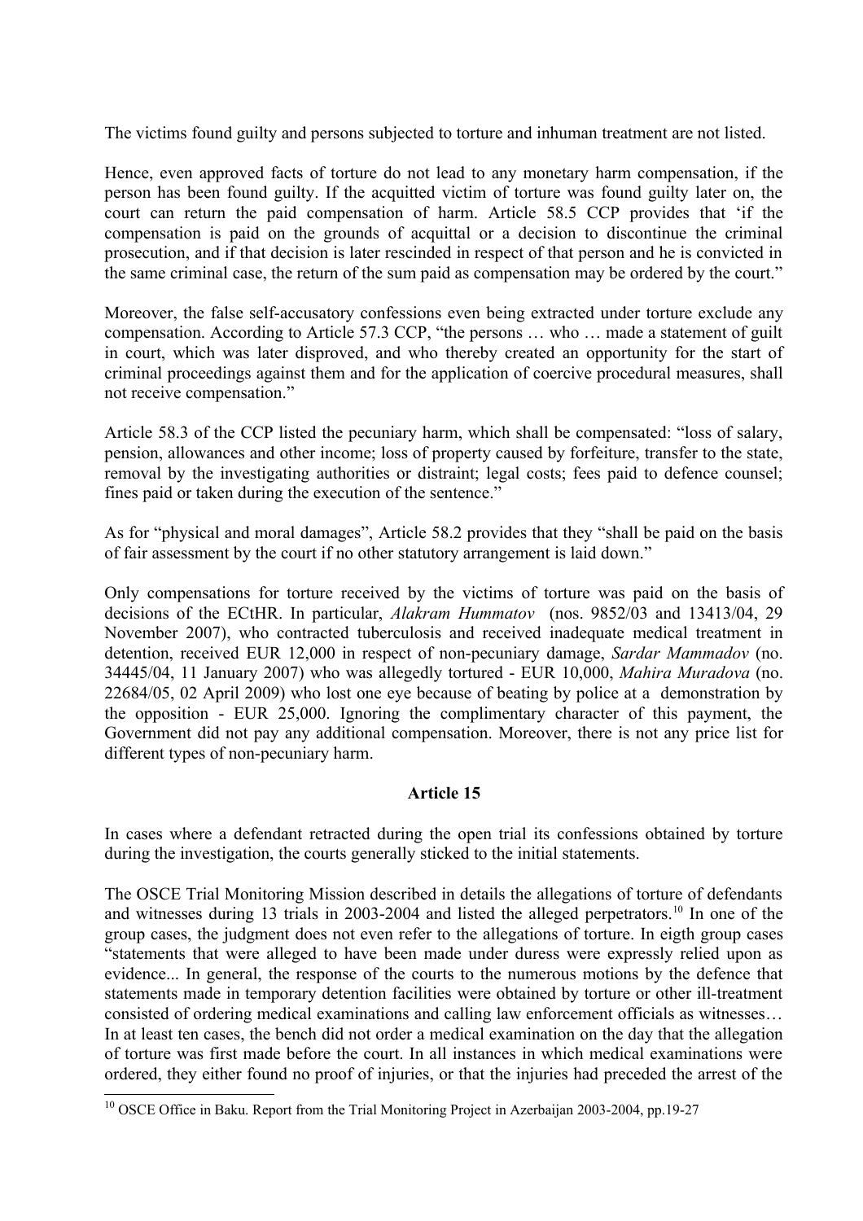The victims found guilty and persons subjected to torture and inhuman treatment are not listed.

Hence, even approved facts of torture do not lead to any monetary harm compensation, if the person has been found guilty. If the acquitted victim of torture was found guilty later on, the court can return the paid compensation of harm. Article 58.5 CCP provides that 'if the compensation is paid on the grounds of acquittal or a decision to discontinue the criminal prosecution, and if that decision is later rescinded in respect of that person and he is convicted in the same criminal case, the return of the sum paid as compensation may be ordered by the court."

Moreover, the false self-accusatory confessions even being extracted under torture exclude any compensation. According to Article 57.3 CCP, "the persons … who … made a statement of guilt in court, which was later disproved, and who thereby created an opportunity for the start of criminal proceedings against them and for the application of coercive procedural measures, shall not receive compensation."

Article 58.3 of the CCP listed the pecuniary harm, which shall be compensated: "loss of salary, pension, allowances and other income; loss of property caused by forfeiture, transfer to the state, removal by the investigating authorities or distraint; legal costs; fees paid to defence counsel; fines paid or taken during the execution of the sentence."

As for "physical and moral damages", Article 58.2 provides that they "shall be paid on the basis of fair assessment by the court if no other statutory arrangement is laid down."

Only compensations for torture received by the victims of torture was paid on the basis of decisions of the ECtHR. In particular, *Alakram Hummatov* (nos. 9852/03 and 13413/04, 29 November 2007), who contracted tuberculosis and received inadequate medical treatment in detention, received EUR 12,000 in respect of non-pecuniary damage, *Sardar Mammadov* (no. 34445/04, 11 January 2007) who was allegedly tortured - EUR 10,000, *Mahira Muradova* (no. 22684/05, 02 April 2009) who lost one eye because of beating by police at a demonstration by the opposition - EUR 25,000. Ignoring the complimentary character of this payment, the Government did not pay any additional compensation. Moreover, there is not any price list for different types of non-pecuniary harm.

## Article 15

In cases where a defendant retracted during the open trial its confessions obtained by torture during the investigation, the courts generally sticked to the initial statements.

The OSCE Trial Monitoring Mission described in details the allegations of torture of defendants and witnesses during 13 trials in 2003-2004 and listed the alleged perpetrators.[10] In one of the group cases, the judgment does not even refer to the allegations of torture. In eigth group cases "statements that were alleged to have been made under duress were expressly relied upon as evidence... In general, the response of the courts to the numerous motions by the defence that statements made in temporary detention facilities were obtained by torture or other ill-treatment consisted of ordering medical examinations and calling law enforcement officials as witnesses… In at least ten cases, the bench did not order a medical examination on the day that the allegation of torture was first made before the court. In all instances in which medical examinations were ordered, they either found no proof of injuries, or that the injuries had preceded the arrest of the

[10] OSCE Office in Baku. Report from the Trial Monitoring Project in Azerbaijan 2003-2004, pp.19-27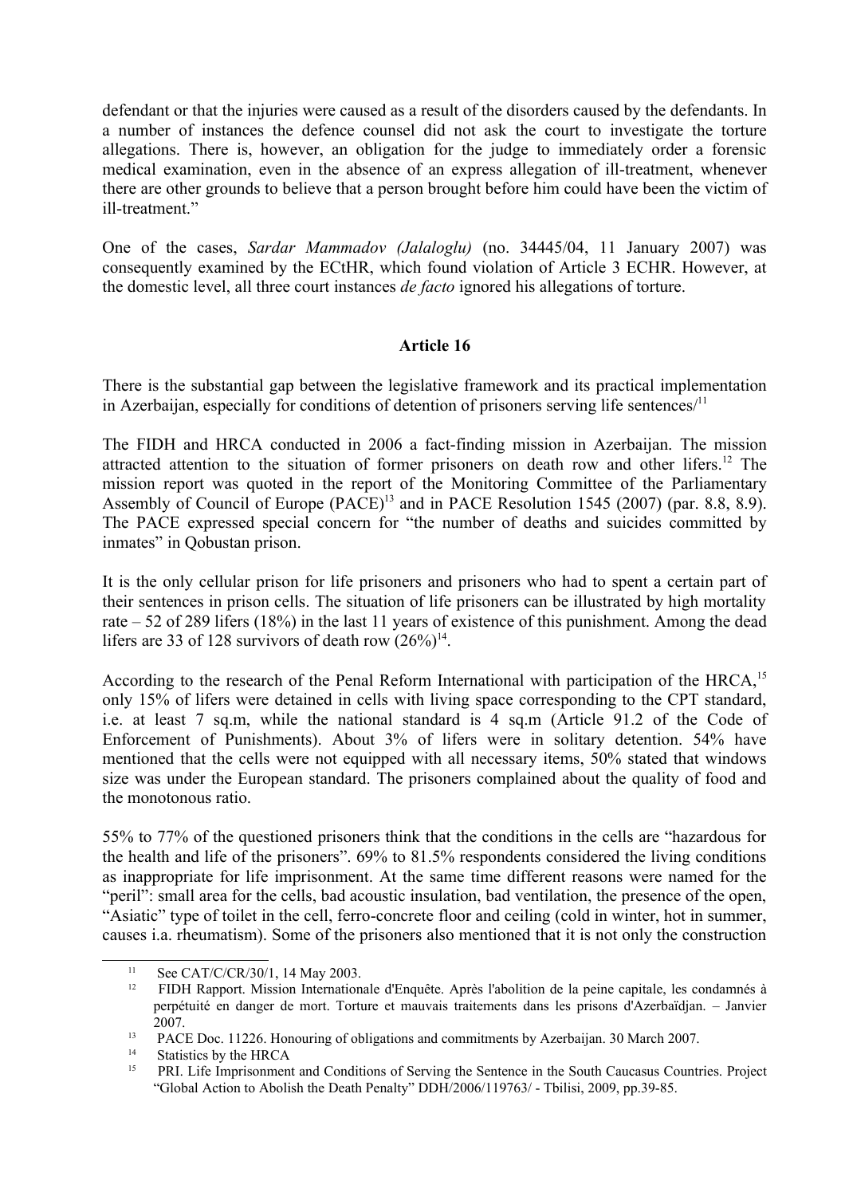defendant or that the injuries were caused as a result of the disorders caused by the defendants. In a number of instances the defence counsel did not ask the court to investigate the torture allegations. There is, however, an obligation for the judge to immediately order a forensic medical examination, even in the absence of an express allegation of ill-treatment, whenever there are other grounds to believe that a person brought before him could have been the victim of ill-treatment."

One of the cases, *Sardar Mammadov (Jalaloglu)* (no. 34445/04, 11 January 2007) was consequently examined by the ECtHR, which found violation of Article 3 ECHR. However, at the domestic level, all three court instances *de facto* ignored his allegations of torture.

## Article 16

There is the substantial gap between the legislative framework and its practical implementation in Azerbaijan, especially for conditions of detention of prisoners serving life sentences/[11]

The FIDH and HRCA conducted in 2006 a fact-finding mission in Azerbaijan. The mission attracted attention to the situation of former prisoners on death row and other lifers.[12] The mission report was quoted in the report of the Monitoring Committee of the Parliamentary Assembly of Council of Europe (PACE)[13] and in PACE Resolution 1545 (2007) (par. 8.8, 8.9). The PACE expressed special concern for "the number of deaths and suicides committed by inmates" in Qobustan prison.

It is the only cellular prison for life prisoners and prisoners who had to spent a certain part of their sentences in prison cells. The situation of life prisoners can be illustrated by high mortality rate – 52 of 289 lifers (18%) in the last 11 years of existence of this punishment. Among the dead lifers are 33 of 128 survivors of death row (26%)[14].

According to the research of the Penal Reform International with participation of the HRCA,[15] only 15% of lifers were detained in cells with living space corresponding to the CPT standard, i.e. at least 7 sq.m, while the national standard is 4 sq.m (Article 91.2 of the Code of Enforcement of Punishments). About 3% of lifers were in solitary detention. 54% have mentioned that the cells were not equipped with all necessary items, 50% stated that windows size was under the European standard. The prisoners complained about the quality of food and the monotonous ratio.

55% to 77% of the questioned prisoners think that the conditions in the cells are "hazardous for the health and life of the prisoners". 69% to 81.5% respondents considered the living conditions as inappropriate for life imprisonment. At the same time different reasons were named for the "peril": small area for the cells, bad acoustic insulation, bad ventilation, the presence of the open, "Asiatic" type of toilet in the cell, ferro-concrete floor and ceiling (cold in winter, hot in summer, causes i.a. rheumatism). Some of the prisoners also mentioned that it is not only the construction

---

[11] See CAT/C/CR/30/1, 14 May 2003.

[12] FIDH Rapport. Mission Internationale d'Enquête. Après l'abolition de la peine capitale, les condamnés à perpétuité en danger de mort. Torture et mauvais traitements dans les prisons d'Azerbaïdjan. – Janvier 2007.

[13] PACE Doc. 11226. Honouring of obligations and commitments by Azerbaijan. 30 March 2007.

[14] Statistics by the HRCA

[15] PRI. Life Imprisonment and Conditions of Serving the Sentence in the South Caucasus Countries. Project "Global Action to Abolish the Death Penalty" DDH/2006/119763/ - Tbilisi, 2009, pp.39-85.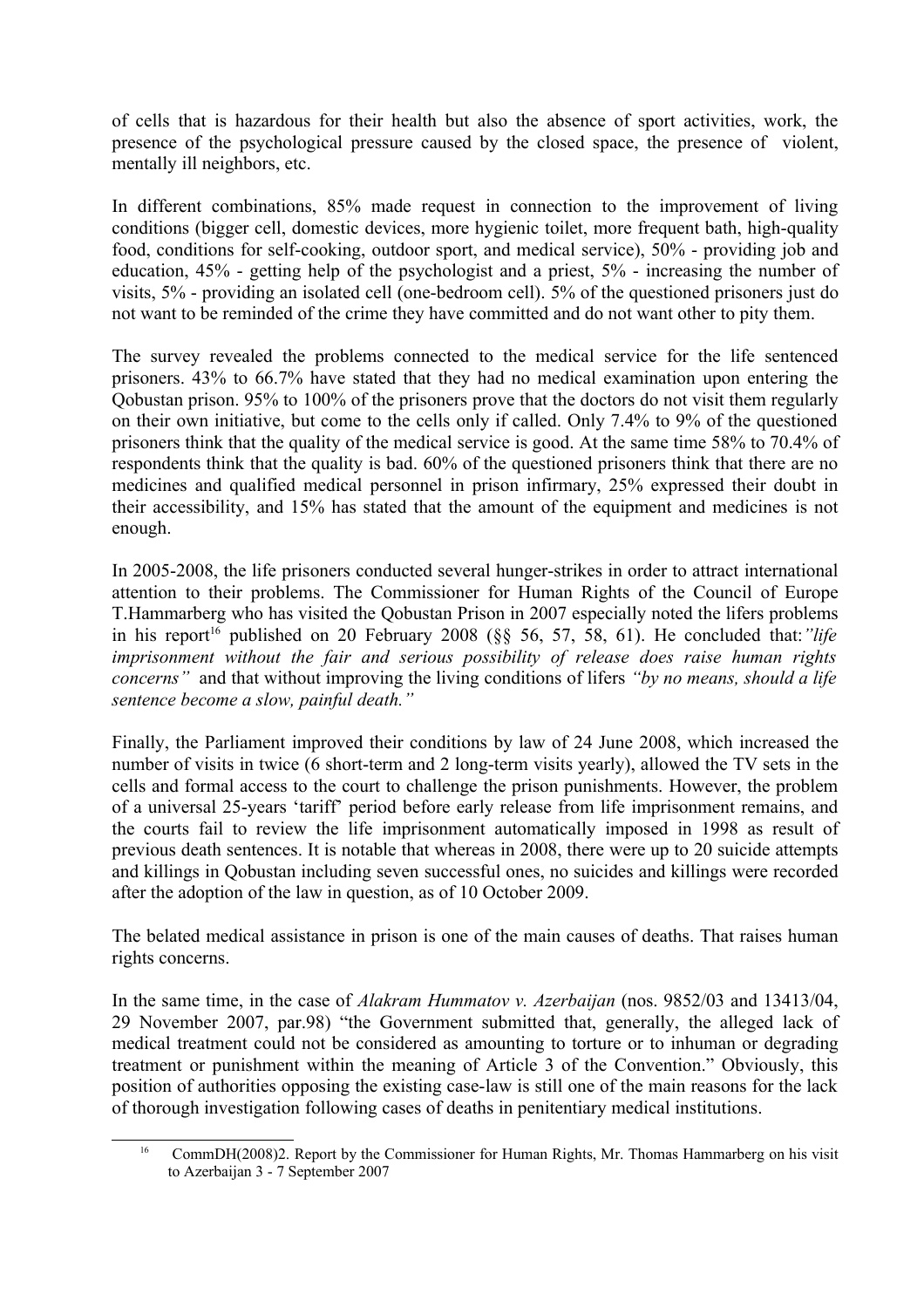of cells that is hazardous for their health but also the absence of sport activities, work, the presence of the psychological pressure caused by the closed space, the presence of violent, mentally ill neighbors, etc.

In different combinations, 85% made request in connection to the improvement of living conditions (bigger cell, domestic devices, more hygienic toilet, more frequent bath, high-quality food, conditions for self-cooking, outdoor sport, and medical service), 50% - providing job and education, 45% - getting help of the psychologist and a priest, 5% - increasing the number of visits, 5% - providing an isolated cell (one-bedroom cell). 5% of the questioned prisoners just do not want to be reminded of the crime they have committed and do not want other to pity them.

The survey revealed the problems connected to the medical service for the life sentenced prisoners. 43% to 66.7% have stated that they had no medical examination upon entering the Qobustan prison. 95% to 100% of the prisoners prove that the doctors do not visit them regularly on their own initiative, but come to the cells only if called. Only 7.4% to 9% of the questioned prisoners think that the quality of the medical service is good. At the same time 58% to 70.4% of respondents think that the quality is bad. 60% of the questioned prisoners think that there are no medicines and qualified medical personnel in prison infirmary, 25% expressed their doubt in their accessibility, and 15% has stated that the amount of the equipment and medicines is not enough.

In 2005-2008, the life prisoners conducted several hunger-strikes in order to attract international attention to their problems. The Commissioner for Human Rights of the Council of Europe T.Hammarberg who has visited the Qobustan Prison in 2007 especially noted the lifers problems in his report[16] published on 20 February 2008 (§§ 56, 57, 58, 61). He concluded that:*"life imprisonment without the fair and serious possibility of release does raise human rights concerns"* and that without improving the living conditions of lifers *"by no means, should a life sentence become a slow, painful death."*

Finally, the Parliament improved their conditions by law of 24 June 2008, which increased the number of visits in twice (6 short-term and 2 long-term visits yearly), allowed the TV sets in the cells and formal access to the court to challenge the prison punishments. However, the problem of a universal 25-years 'tariff' period before early release from life imprisonment remains, and the courts fail to review the life imprisonment automatically imposed in 1998 as result of previous death sentences. It is notable that whereas in 2008, there were up to 20 suicide attempts and killings in Qobustan including seven successful ones, no suicides and killings were recorded after the adoption of the law in question, as of 10 October 2009.

The belated medical assistance in prison is one of the main causes of deaths. That raises human rights concerns.

In the same time, in the case of *Alakram Hummatov v. Azerbaijan* (nos. 9852/03 and 13413/04, 29 November 2007, par.98) "the Government submitted that, generally, the alleged lack of medical treatment could not be considered as amounting to torture or to inhuman or degrading treatment or punishment within the meaning of Article 3 of the Convention." Obviously, this position of authorities opposing the existing case-law is still one of the main reasons for the lack of thorough investigation following cases of deaths in penitentiary medical institutions.

[16] CommDH(2008)2. Report by the Commissioner for Human Rights, Mr. Thomas Hammarberg on his visit to Azerbaijan 3 - 7 September 2007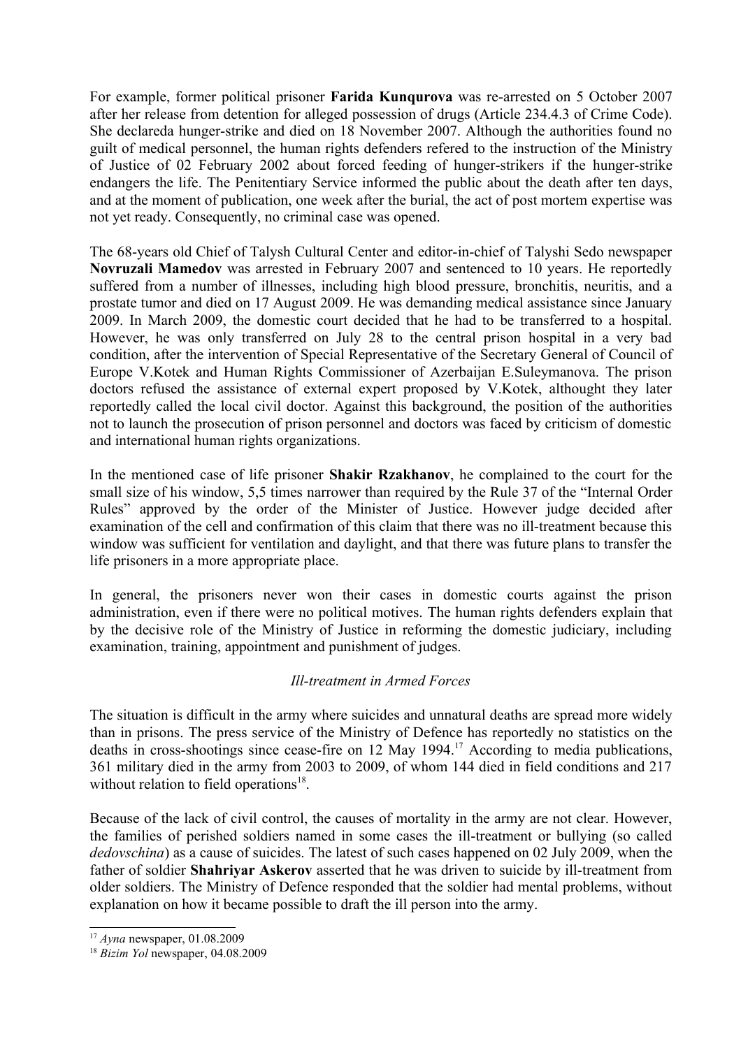For example, former political prisoner **Farida Kunqurova** was re-arrested on 5 October 2007 after her release from detention for alleged possession of drugs (Article 234.4.3 of Crime Code). She declareda hunger-strike and died on 18 November 2007. Although the authorities found no guilt of medical personnel, the human rights defenders refered to the instruction of the Ministry of Justice of 02 February 2002 about forced feeding of hunger-strikers if the hunger-strike endangers the life. The Penitentiary Service informed the public about the death after ten days, and at the moment of publication, one week after the burial, the act of post mortem expertise was not yet ready. Consequently, no criminal case was opened.

The 68-years old Chief of Talysh Cultural Center and editor-in-chief of Talyshi Sedo newspaper **Novruzali Mamedov** was arrested in February 2007 and sentenced to 10 years. He reportedly suffered from a number of illnesses, including high blood pressure, bronchitis, neuritis, and a prostate tumor and died on 17 August 2009. He was demanding medical assistance since January 2009. In March 2009, the domestic court decided that he had to be transferred to a hospital. However, he was only transferred on July 28 to the central prison hospital in a very bad condition, after the intervention of Special Representative of the Secretary General of Council of Europe V.Kotek and Human Rights Commissioner of Azerbaijan E.Suleymanova. The prison doctors refused the assistance of external expert proposed by V.Kotek, althought they later reportedly called the local civil doctor. Against this background, the position of the authorities not to launch the prosecution of prison personnel and doctors was faced by criticism of domestic and international human rights organizations.

In the mentioned case of life prisoner **Shakir Rzakhanov**, he complained to the court for the small size of his window, 5,5 times narrower than required by the Rule 37 of the "Internal Order Rules" approved by the order of the Minister of Justice. However judge decided after examination of the cell and confirmation of this claim that there was no ill-treatment because this window was sufficient for ventilation and daylight, and that there was future plans to transfer the life prisoners in a more appropriate place.

In general, the prisoners never won their cases in domestic courts against the prison administration, even if there were no political motives. The human rights defenders explain that by the decisive role of the Ministry of Justice in reforming the domestic judiciary, including examination, training, appointment and punishment of judges.

*Ill-treatment in Armed Forces*

The situation is difficult in the army where suicides and unnatural deaths are spread more widely than in prisons. The press service of the Ministry of Defence has reportedly no statistics on the deaths in cross-shootings since cease-fire on 12 May 1994.[17] According to media publications, 361 military died in the army from 2003 to 2009, of whom 144 died in field conditions and 217 without relation to field operations[18].

Because of the lack of civil control, the causes of mortality in the army are not clear. However, the families of perished soldiers named in some cases the ill-treatment or bullying (so called *dedovschina*) as a cause of suicides. The latest of such cases happened on 02 July 2009, when the father of soldier **Shahriyar Askerov** asserted that he was driven to suicide by ill-treatment from older soldiers. The Ministry of Defence responded that the soldier had mental problems, without explanation on how it became possible to draft the ill person into the army.

[17] *Ayna* newspaper, 01.08.2009

[18] *Bizim Yol* newspaper, 04.08.2009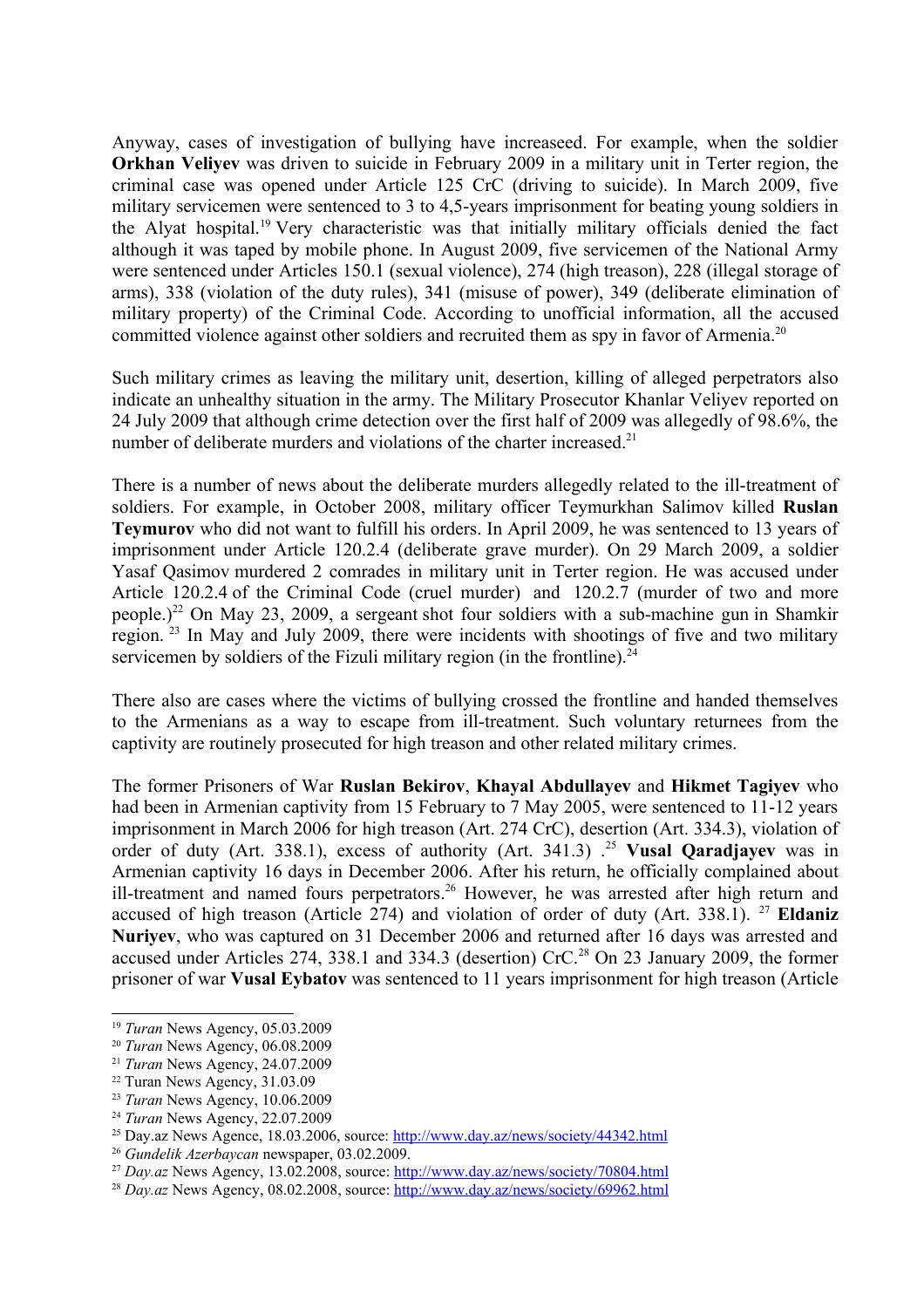Anyway, cases of investigation of bullying have increaseed. For example, when the soldier **Orkhan Veliyev** was driven to suicide in February 2009 in a military unit in Terter region, the criminal case was opened under Article 125 CrC (driving to suicide). In March 2009, five military servicemen were sentenced to 3 to 4,5-years imprisonment for beating young soldiers in the Alyat hospital.[19] Very characteristic was that initially military officials denied the fact although it was taped by mobile phone. In August 2009, five servicemen of the National Army were sentenced under Articles 150.1 (sexual violence), 274 (high treason), 228 (illegal storage of arms), 338 (violation of the duty rules), 341 (misuse of power), 349 (deliberate elimination of military property) of the Criminal Code. According to unofficial information, all the accused committed violence against other soldiers and recruited them as spy in favor of Armenia.[20]

Such military crimes as leaving the military unit, desertion, killing of alleged perpetrators also indicate an unhealthy situation in the army. The Military Prosecutor Khanlar Veliyev reported on 24 July 2009 that although crime detection over the first half of 2009 was allegedly of 98.6%, the number of deliberate murders and violations of the charter increased.[21]

There is a number of news about the deliberate murders allegedly related to the ill-treatment of soldiers. For example, in October 2008, military officer Teymurkhan Salimov killed **Ruslan Teymurov** who did not want to fulfill his orders. In April 2009, he was sentenced to 13 years of imprisonment under Article 120.2.4 (deliberate grave murder). On 29 March 2009, a soldier Yasaf Qasimov murdered 2 comrades in military unit in Terter region. He was accused under Article 120.2.4 of the Criminal Code (cruel murder) and 120.2.7 (murder of two and more people.)[22] On May 23, 2009, a sergeant shot four soldiers with a sub-machine gun in Shamkir region. [23] In May and July 2009, there were incidents with shootings of five and two military servicemen by soldiers of the Fizuli military region (in the frontline).[24]

There also are cases where the victims of bullying crossed the frontline and handed themselves to the Armenians as a way to escape from ill-treatment. Such voluntary returnees from the captivity are routinely prosecuted for high treason and other related military crimes.

The former Prisoners of War **Ruslan Bekirov**, **Khayal Abdullayev** and **Hikmet Tagiyev** who had been in Armenian captivity from 15 February to 7 May 2005, were sentenced to 11-12 years imprisonment in March 2006 for high treason (Art. 274 CrC), desertion (Art. 334.3), violation of order of duty (Art. 338.1), excess of authority (Art. 341.3) .[25] **Vusal Qaradjayev** was in Armenian captivity 16 days in December 2006. After his return, he officially complained about ill-treatment and named fours perpetrators.[26] However, he was arrested after high return and accused of high treason (Article 274) and violation of order of duty (Art. 338.1). [27] **Eldaniz Nuriyev**, who was captured on 31 December 2006 and returned after 16 days was arrested and accused under Articles 274, 338.1 and 334.3 (desertion) CrC.[28] On 23 January 2009, the former prisoner of war **Vusal Eybatov** was sentenced to 11 years imprisonment for high treason (Article

---

[19] *Turan* News Agency, 05.03.2009

[20] *Turan* News Agency, 06.08.2009

[21] *Turan* News Agency, 24.07.2009

[22] Turan News Agency, 31.03.09

[23] *Turan* News Agency, 10.06.2009

[24] *Turan* News Agency, 22.07.2009

[25] Day.az News Agence, 18.03.2006, source: http://www.day.az/news/society/44342.html

[26] *Gundelik Azerbaycan* newspaper, 03.02.2009.

[27] *Day.az* News Agency, 13.02.2008, source: http://www.day.az/news/society/70804.html

[28] *Day.az* News Agency, 08.02.2008, source: http://www.day.az/news/society/69962.html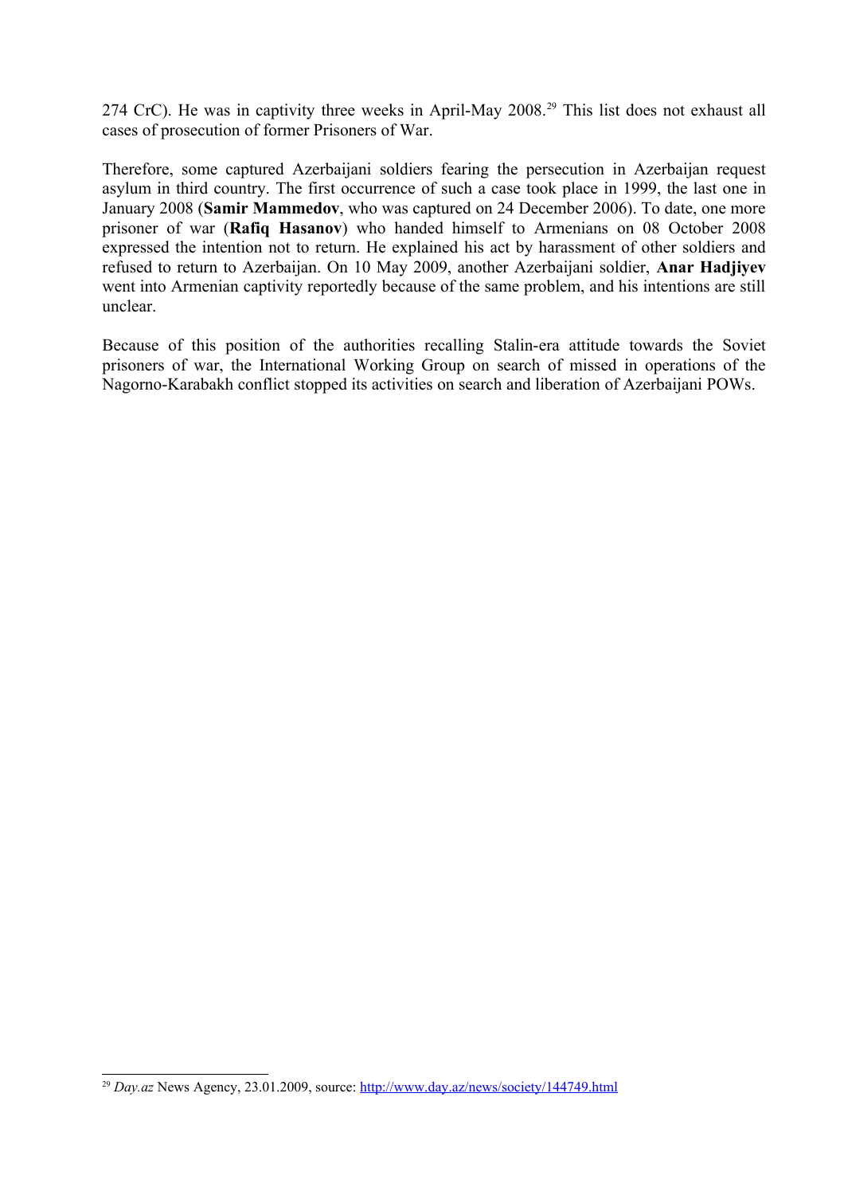274 CrC). He was in captivity three weeks in April-May 2008.[29] This list does not exhaust all cases of prosecution of former Prisoners of War.

Therefore, some captured Azerbaijani soldiers fearing the persecution in Azerbaijan request asylum in third country. The first occurrence of such a case took place in 1999, the last one in January 2008 (**Samir Mammedov**, who was captured on 24 December 2006). To date, one more prisoner of war (**Rafiq Hasanov**) who handed himself to Armenians on 08 October 2008 expressed the intention not to return. He explained his act by harassment of other soldiers and refused to return to Azerbaijan. On 10 May 2009, another Azerbaijani soldier, **Anar Hadjiyev** went into Armenian captivity reportedly because of the same problem, and his intentions are still unclear.

Because of this position of the authorities recalling Stalin-era attitude towards the Soviet prisoners of war, the International Working Group on search of missed in operations of the Nagorno-Karabakh conflict stopped its activities on search and liberation of Azerbaijani POWs.

---

[29] *Day.az* News Agency, 23.01.2009, source: http://www.day.az/news/society/144749.html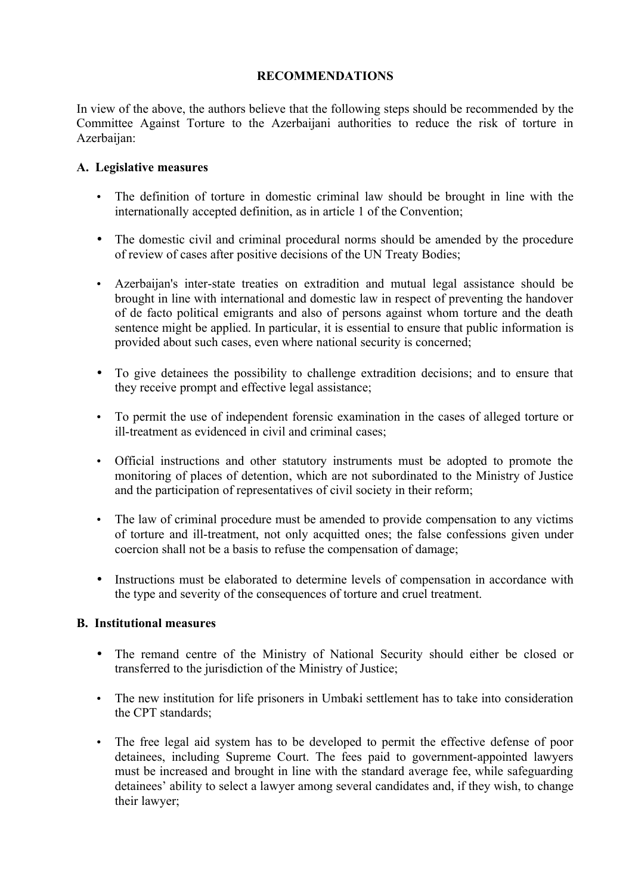## RECOMMENDATIONS

In view of the above, the authors believe that the following steps should be recommended by the Committee Against Torture to the Azerbaijani authorities to reduce the risk of torture in Azerbaijan:

### A. Legislative measures

- The definition of torture in domestic criminal law should be brought in line with the internationally accepted definition, as in article 1 of the Convention;
- The domestic civil and criminal procedural norms should be amended by the procedure of review of cases after positive decisions of the UN Treaty Bodies;
- Azerbaijan's inter-state treaties on extradition and mutual legal assistance should be brought in line with international and domestic law in respect of preventing the handover of de facto political emigrants and also of persons against whom torture and the death sentence might be applied. In particular, it is essential to ensure that public information is provided about such cases, even where national security is concerned;
- To give detainees the possibility to challenge extradition decisions; and to ensure that they receive prompt and effective legal assistance;
- To permit the use of independent forensic examination in the cases of alleged torture or ill-treatment as evidenced in civil and criminal cases;
- Official instructions and other statutory instruments must be adopted to promote the monitoring of places of detention, which are not subordinated to the Ministry of Justice and the participation of representatives of civil society in their reform;
- The law of criminal procedure must be amended to provide compensation to any victims of torture and ill-treatment, not only acquitted ones; the false confessions given under coercion shall not be a basis to refuse the compensation of damage;
- Instructions must be elaborated to determine levels of compensation in accordance with the type and severity of the consequences of torture and cruel treatment.

### B. Institutional measures

- The remand centre of the Ministry of National Security should either be closed or transferred to the jurisdiction of the Ministry of Justice;
- The new institution for life prisoners in Umbaki settlement has to take into consideration the CPT standards;
- The free legal aid system has to be developed to permit the effective defense of poor detainees, including Supreme Court. The fees paid to government-appointed lawyers must be increased and brought in line with the standard average fee, while safeguarding detainees' ability to select a lawyer among several candidates and, if they wish, to change their lawyer;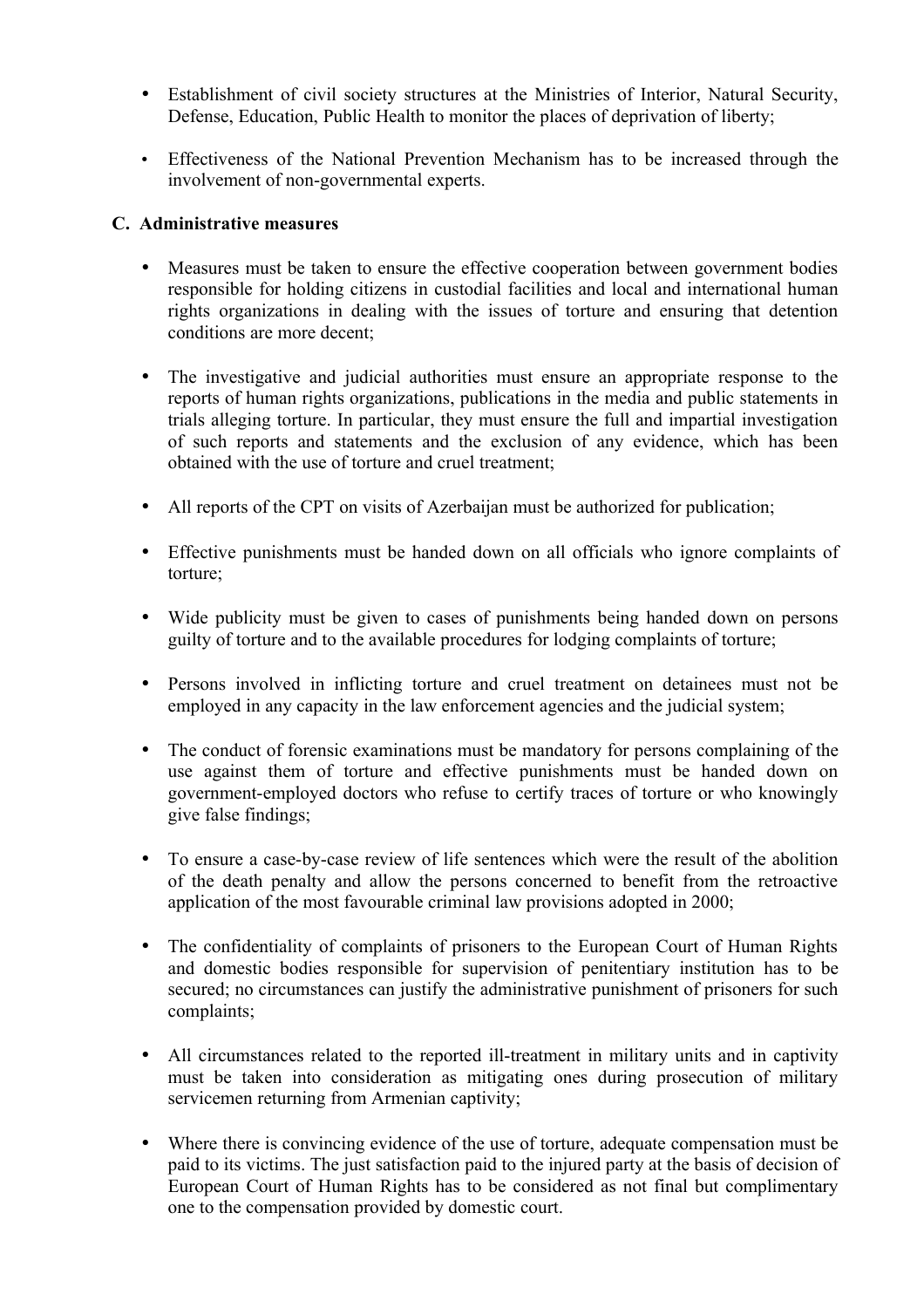- Establishment of civil society structures at the Ministries of Interior, Natural Security, Defense, Education, Public Health to monitor the places of deprivation of liberty;

- Effectiveness of the National Prevention Mechanism has to be increased through the involvement of non-governmental experts.

### C. Administrative measures

- Measures must be taken to ensure the effective cooperation between government bodies responsible for holding citizens in custodial facilities and local and international human rights organizations in dealing with the issues of torture and ensuring that detention conditions are more decent;

- The investigative and judicial authorities must ensure an appropriate response to the reports of human rights organizations, publications in the media and public statements in trials alleging torture. In particular, they must ensure the full and impartial investigation of such reports and statements and the exclusion of any evidence, which has been obtained with the use of torture and cruel treatment;

- All reports of the CPT on visits of Azerbaijan must be authorized for publication;

- Effective punishments must be handed down on all officials who ignore complaints of torture;

- Wide publicity must be given to cases of punishments being handed down on persons guilty of torture and to the available procedures for lodging complaints of torture;

- Persons involved in inflicting torture and cruel treatment on detainees must not be employed in any capacity in the law enforcement agencies and the judicial system;

- The conduct of forensic examinations must be mandatory for persons complaining of the use against them of torture and effective punishments must be handed down on government-employed doctors who refuse to certify traces of torture or who knowingly give false findings;

- To ensure a case-by-case review of life sentences which were the result of the abolition of the death penalty and allow the persons concerned to benefit from the retroactive application of the most favourable criminal law provisions adopted in 2000;

- The confidentiality of complaints of prisoners to the European Court of Human Rights and domestic bodies responsible for supervision of penitentiary institution has to be secured; no circumstances can justify the administrative punishment of prisoners for such complaints;

- All circumstances related to the reported ill-treatment in military units and in captivity must be taken into consideration as mitigating ones during prosecution of military servicemen returning from Armenian captivity;

- Where there is convincing evidence of the use of torture, adequate compensation must be paid to its victims. The just satisfaction paid to the injured party at the basis of decision of European Court of Human Rights has to be considered as not final but complimentary one to the compensation provided by domestic court.